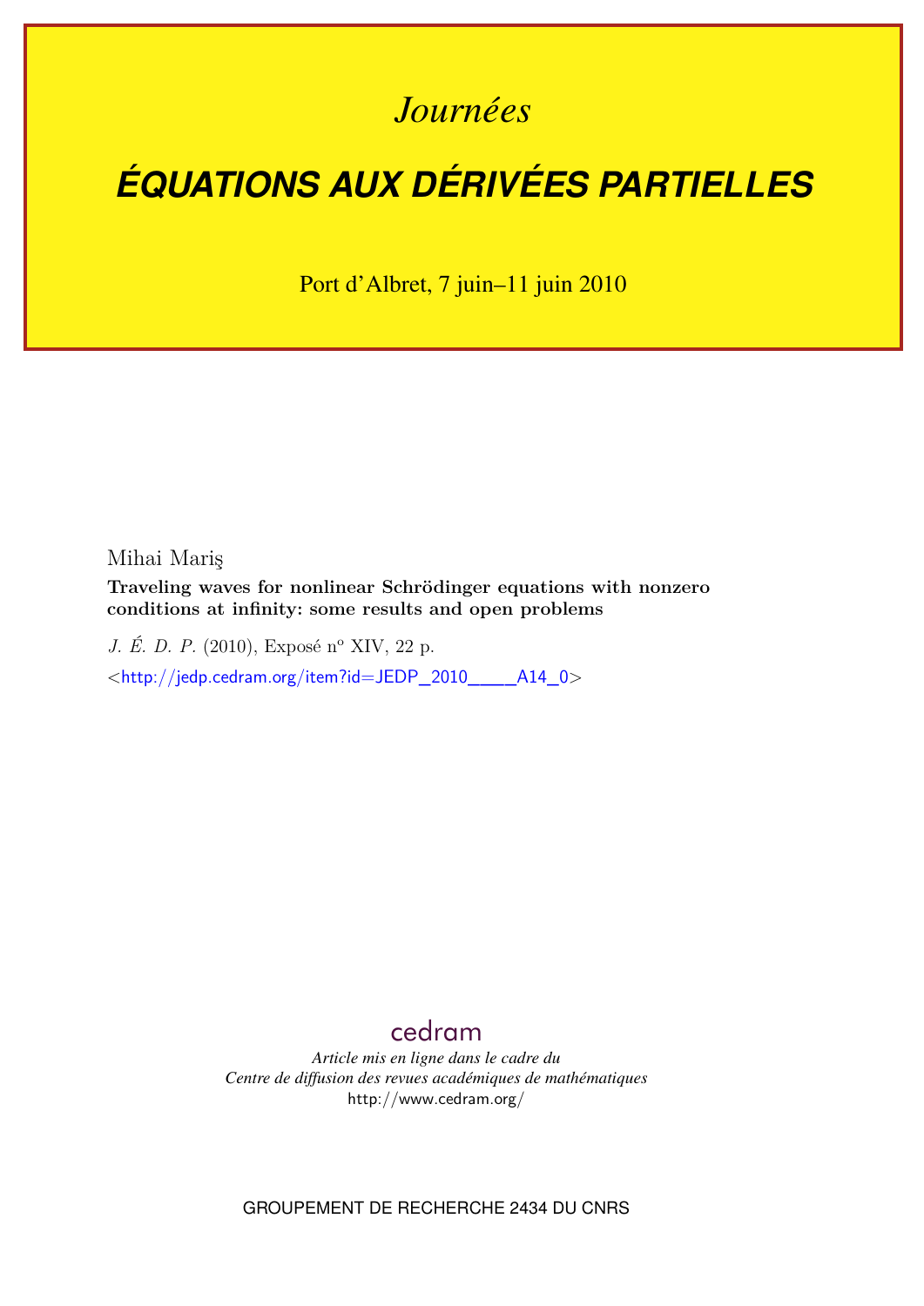*Journées*

# ÉQUATIONS AUX DÉRIVÉES PARTIELLES

Port d'Albret, 7 juin–11 juin 2010

Mihai Mariş

**Traveling waves for nonlinear Schrödinger equations with nonzero conditions at infinity: some results and open problems**

*J. É. D. P.* (2010), Exposé n° XIV, 22 p.

<http://jedp.cedram.org/item?id=JEDP_2010____A14_0>

cedram

*Article mis en ligne dans le cadre du*
*Centre de diffusion des revues académiques de mathématiques*
http://www.cedram.org/

GROUPEMENT DE RECHERCHE 2434 DU CNRS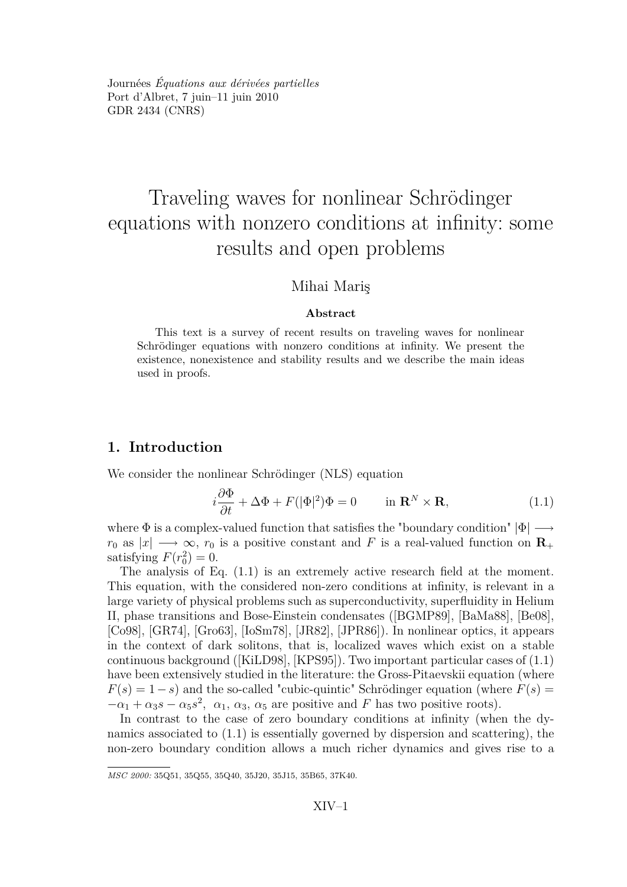Journées *Équations aux dérivées partielles*
Port d'Albret, 7 juin–11 juin 2010
GDR 2434 (CNRS)

# Traveling waves for nonlinear Schrödinger equations with nonzero conditions at infinity: some results and open problems

Mihai Mariş

**Abstract**

This text is a survey of recent results on traveling waves for nonlinear Schrödinger equations with nonzero conditions at infinity. We present the existence, nonexistence and stability results and we describe the main ideas used in proofs.

## 1. Introduction

We consider the nonlinear Schrödinger (NLS) equation

$$i\frac{\partial \Phi}{\partial t} + \Delta \Phi + F(|\Phi|^2)\Phi = 0 \qquad \text{in } \mathbf{R}^N \times \mathbf{R}, \tag{1.1}$$

where $\Phi$ is a complex-valued function that satisfies the "boundary condition" $|\Phi| \longrightarrow r_0$ as $|x| \longrightarrow \infty$, $r_0$ is a positive constant and $F$ is a real-valued function on $\mathbf{R}_+$ satisfying $F(r_0^2) = 0$.

The analysis of Eq. (1.1) is an extremely active research field at the moment. This equation, with the considered non-zero conditions at infinity, is relevant in a large variety of physical problems such as superconductivity, superfluidity in Helium II, phase transitions and Bose-Einstein condensates ([BGMP89], [BaMa88], [Be08], [Co98], [GR74], [Gro63], [IoSm78], [JR82], [JPR86]). In nonlinear optics, it appears in the context of dark solitons, that is, localized waves which exist on a stable continuous background ([KiLD98], [KPS95]). Two important particular cases of (1.1) have been extensively studied in the literature: the Gross-Pitaevskii equation (where $F(s) = 1 - s$) and the so-called "cubic-quintic" Schrödinger equation (where $F(s) = -\alpha_1 + \alpha_3 s - \alpha_5 s^2$, $\alpha_1$, $\alpha_3$, $\alpha_5$ are positive and $F$ has two positive roots).

In contrast to the case of zero boundary conditions at infinity (when the dynamics associated to (1.1) is essentially governed by dispersion and scattering), the non-zero boundary condition allows a much richer dynamics and gives rise to a

*MSC 2000:* 35Q51, 35Q55, 35Q40, 35J20, 35J15, 35B65, 37K40.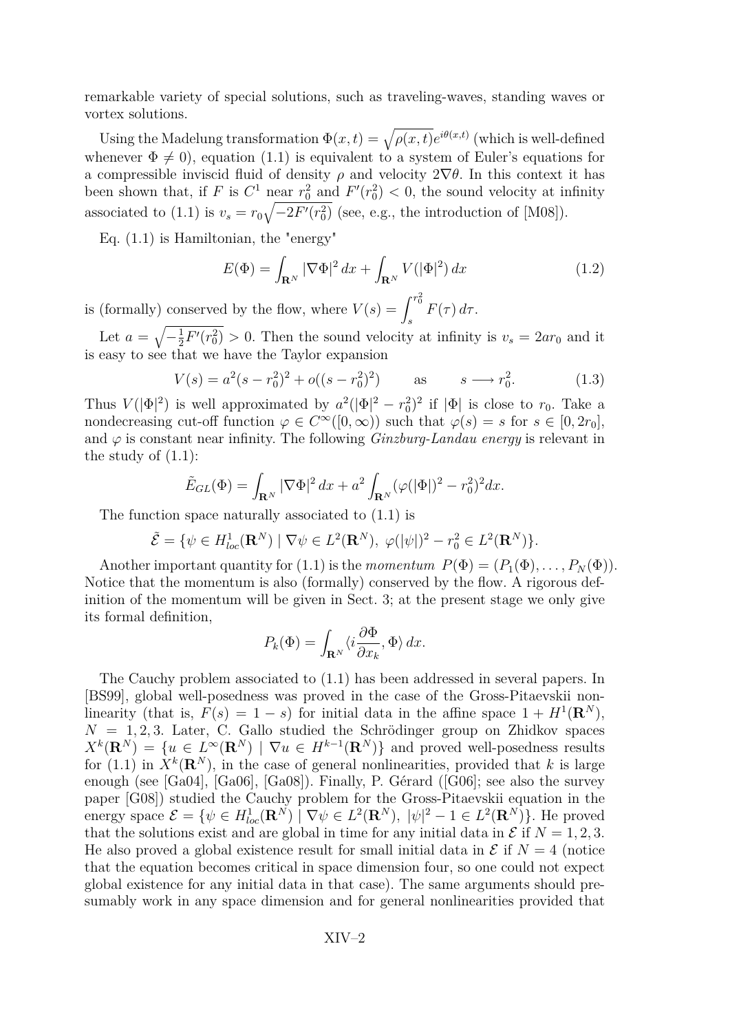remarkable variety of special solutions, such as traveling-waves, standing waves or vortex solutions.

Using the Madelung transformation $\Phi(x,t) = \sqrt{\rho(x,t)}e^{i\theta(x,t)}$ (which is well-defined whenever $\Phi \neq 0$), equation (1.1) is equivalent to a system of Euler's equations for a compressible inviscid fluid of density $\rho$ and velocity $2\nabla\theta$. In this context it has been shown that, if $F$ is $C^1$ near $r_0^2$ and $F'(r_0^2) < 0$, the sound velocity at infinity associated to (1.1) is $v_s = r_0\sqrt{-2F'(r_0^2)}$ (see, e.g., the introduction of [M08]).

Eq. (1.1) is Hamiltonian, the "energy"

$$E(\Phi) = \int_{\mathbf{R}^N} |\nabla\Phi|^2\,dx + \int_{\mathbf{R}^N} V(|\Phi|^2)\,dx \tag{1.2}$$

is (formally) conserved by the flow, where $V(s) = \displaystyle\int_s^{r_0^2} F(\tau)\,d\tau$.

Let $a = \sqrt{-\frac{1}{2}F'(r_0^2)} > 0$. Then the sound velocity at infinity is $v_s = 2ar_0$ and it is easy to see that we have the Taylor expansion

$$V(s) = a^2(s - r_0^2)^2 + o((s-r_0^2)^2) \qquad \text{as} \qquad s \longrightarrow r_0^2. \tag{1.3}$$

Thus $V(|\Phi|^2)$ is well approximated by $a^2(|\Phi|^2 - r_0^2)^2$ if $|\Phi|$ is close to $r_0$. Take a nondecreasing cut-off function $\varphi \in C^\infty([0,\infty))$ such that $\varphi(s) = s$ for $s \in [0, 2r_0]$, and $\varphi$ is constant near infinity. The following *Ginzburg-Landau energy* is relevant in the study of (1.1):

$$\tilde{E}_{GL}(\Phi) = \int_{\mathbf{R}^N} |\nabla\Phi|^2\,dx + a^2\int_{\mathbf{R}^N} (\varphi(|\Phi|)^2 - r_0^2)^2 dx.$$

The function space naturally associated to (1.1) is

$$\tilde{\mathcal{E}} = \{\psi \in H^1_{loc}(\mathbf{R}^N) \mid \nabla\psi \in L^2(\mathbf{R}^N),\ \varphi(|\psi|)^2 - r_0^2 \in L^2(\mathbf{R}^N)\}.$$

Another important quantity for (1.1) is the *momentum* $P(\Phi) = (P_1(\Phi), \ldots, P_N(\Phi))$. Notice that the momentum is also (formally) conserved by the flow. A rigorous definition of the momentum will be given in Sect. 3; at the present stage we only give its formal definition,

$$P_k(\Phi) = \int_{\mathbf{R}^N} \langle i\frac{\partial\Phi}{\partial x_k}, \Phi\rangle\,dx.$$

The Cauchy problem associated to (1.1) has been addressed in several papers. In [BS99], global well-posedness was proved in the case of the Gross-Pitaevskii nonlinearity (that is, $F(s) = 1 - s$) for initial data in the affine space $1 + H^1(\mathbf{R}^N)$, $N = 1, 2, 3$. Later, C. Gallo studied the Schrödinger group on Zhidkov spaces $X^k(\mathbf{R}^N) = \{u \in L^\infty(\mathbf{R}^N) \mid \nabla u \in H^{k-1}(\mathbf{R}^N)\}$ and proved well-posedness results for (1.1) in $X^k(\mathbf{R}^N)$, in the case of general nonlinearities, provided that $k$ is large enough (see [Ga04], [Ga06], [Ga08]). Finally, P. Gérard ([G06]; see also the survey paper [G08]) studied the Cauchy problem for the Gross-Pitaevskii equation in the energy space $\mathcal{E} = \{\psi \in H^1_{loc}(\mathbf{R}^N) \mid \nabla\psi \in L^2(\mathbf{R}^N),\ |\psi|^2 - 1 \in L^2(\mathbf{R}^N)\}$. He proved that the solutions exist and are global in time for any initial data in $\mathcal{E}$ if $N = 1, 2, 3$. He also proved a global existence result for small initial data in $\mathcal{E}$ if $N = 4$ (notice that the equation becomes critical in space dimension four, so one could not expect global existence for any initial data in that case). The same arguments should presumably work in any space dimension and for general nonlinearities provided that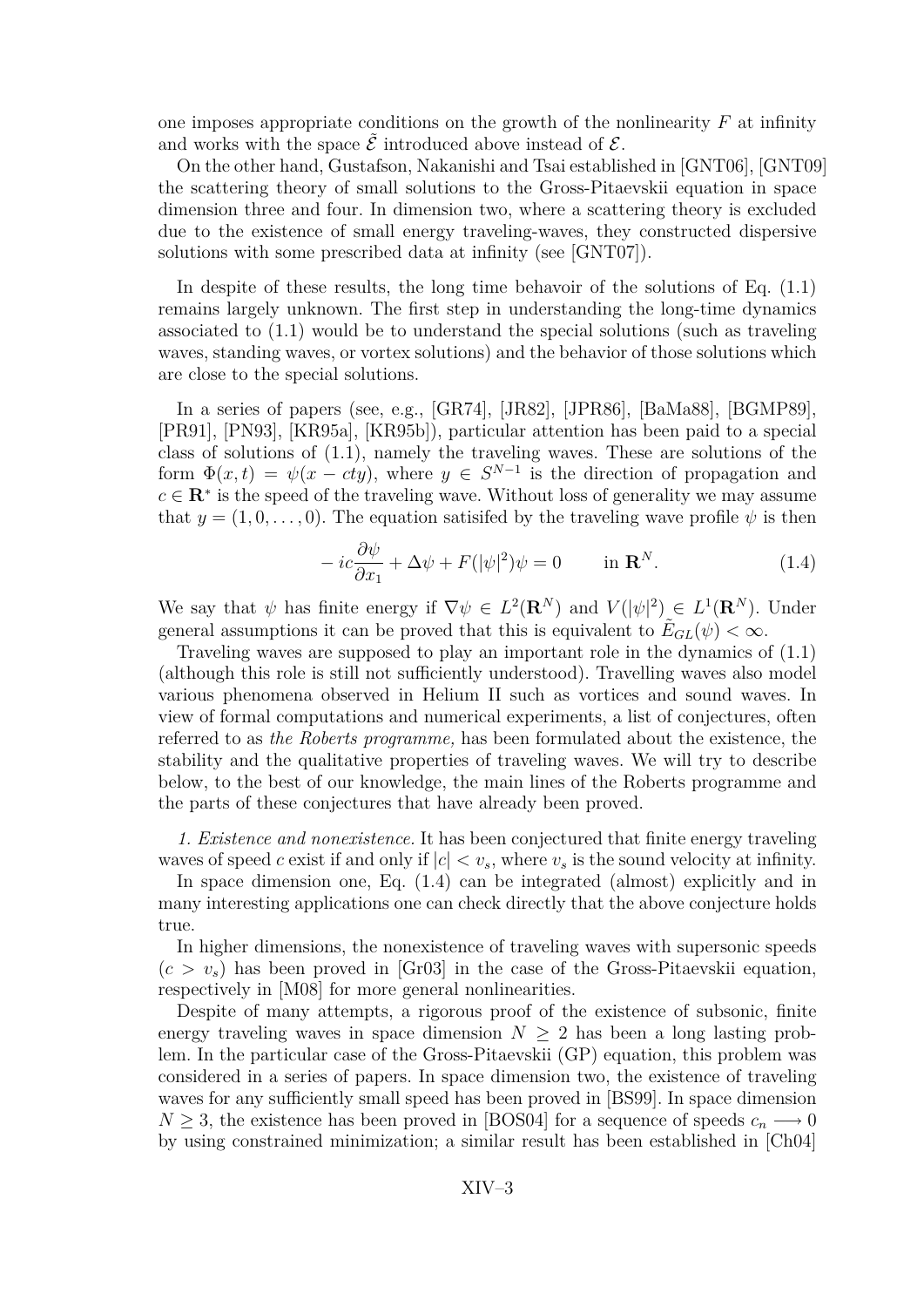one imposes appropriate conditions on the growth of the nonlinearity $F$ at infinity and works with the space $\tilde{\mathcal{E}}$ introduced above instead of $\mathcal{E}$.

On the other hand, Gustafson, Nakanishi and Tsai established in [GNT06], [GNT09] the scattering theory of small solutions to the Gross-Pitaevskii equation in space dimension three and four. In dimension two, where a scattering theory is excluded due to the existence of small energy traveling-waves, they constructed dispersive solutions with some prescribed data at infinity (see [GNT07]).

In despite of these results, the long time behavoir of the solutions of Eq. (1.1) remains largely unknown. The first step in understanding the long-time dynamics associated to (1.1) would be to understand the special solutions (such as traveling waves, standing waves, or vortex solutions) and the behavior of those solutions which are close to the special solutions.

In a series of papers (see, e.g., [GR74], [JR82], [JPR86], [BaMa88], [BGMP89], [PR91], [PN93], [KR95a], [KR95b]), particular attention has been paid to a special class of solutions of (1.1), namely the traveling waves. These are solutions of the form $\Phi(x,t) = \psi(x - cty)$, where $y \in S^{N-1}$ is the direction of propagation and $c \in \mathbf{R}^*$ is the speed of the traveling wave. Without loss of generality we may assume that $y = (1, 0, \dots, 0)$. The equation satisifed by the traveling wave profile $\psi$ is then

$$-ic\frac{\partial \psi}{\partial x_1} + \Delta \psi + F(|\psi|^2)\psi = 0 \qquad \text{in } \mathbf{R}^N. \tag{1.4}$$

We say that $\psi$ has finite energy if $\nabla \psi \in L^2(\mathbf{R}^N)$ and $V(|\psi|^2) \in L^1(\mathbf{R}^N)$. Under general assumptions it can be proved that this is equivalent to $\tilde{E}_{GL}(\psi) < \infty$.

Traveling waves are supposed to play an important role in the dynamics of (1.1) (although this role is still not sufficiently understood). Travelling waves also model various phenomena observed in Helium II such as vortices and sound waves. In view of formal computations and numerical experiments, a list of conjectures, often referred to as *the Roberts programme,* has been formulated about the existence, the stability and the qualitative properties of traveling waves. We will try to describe below, to the best of our knowledge, the main lines of the Roberts programme and the parts of these conjectures that have already been proved.

*1. Existence and nonexistence.* It has been conjectured that finite energy traveling waves of speed $c$ exist if and only if $|c| < v_s$, where $v_s$ is the sound velocity at infinity.

In space dimension one, Eq. (1.4) can be integrated (almost) explicitly and in many interesting applications one can check directly that the above conjecture holds true.

In higher dimensions, the nonexistence of traveling waves with supersonic speeds ($c > v_s$) has been proved in [Gr03] in the case of the Gross-Pitaevskii equation, respectively in [M08] for more general nonlinearities.

Despite of many attempts, a rigorous proof of the existence of subsonic, finite energy traveling waves in space dimension $N \geq 2$ has been a long lasting problem. In the particular case of the Gross-Pitaevskii (GP) equation, this problem was considered in a series of papers. In space dimension two, the existence of traveling waves for any sufficiently small speed has been proved in [BS99]. In space dimension $N \geq 3$, the existence has been proved in [BOS04] for a sequence of speeds $c_n \longrightarrow 0$ by using constrained minimization; a similar result has been established in [Ch04]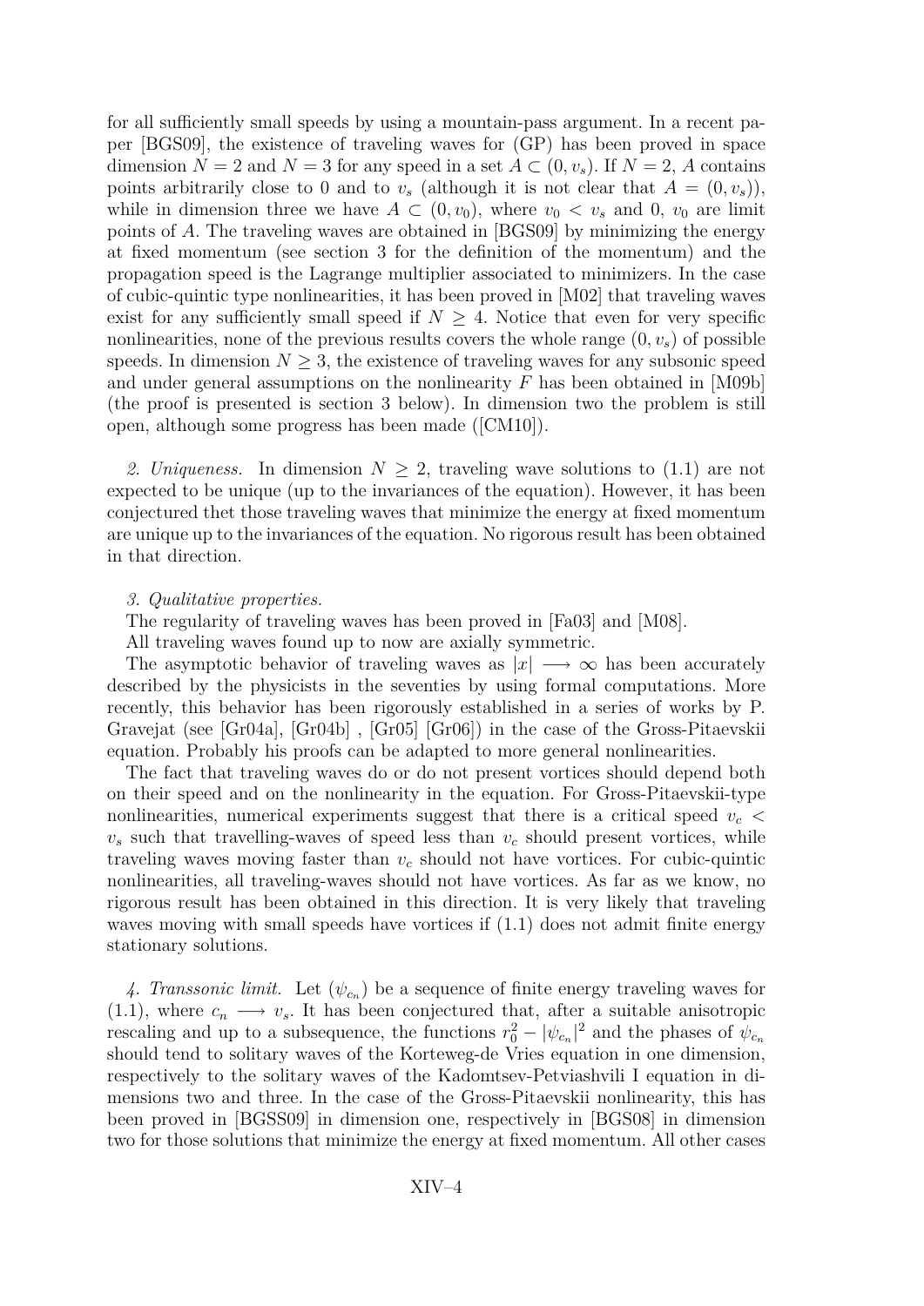for all sufficiently small speeds by using a mountain-pass argument. In a recent paper [BGS09], the existence of traveling waves for (GP) has been proved in space dimension $N = 2$ and $N = 3$ for any speed in a set $A \subset (0, v_s)$. If $N = 2$, $A$ contains points arbitrarily close to 0 and to $v_s$ (although it is not clear that $A = (0, v_s)$), while in dimension three we have $A \subset (0, v_0)$, where $v_0 < v_s$ and 0, $v_0$ are limit points of $A$. The traveling waves are obtained in [BGS09] by minimizing the energy at fixed momentum (see section 3 for the definition of the momentum) and the propagation speed is the Lagrange multiplier associated to minimizers. In the case of cubic-quintic type nonlinearities, it has been proved in [M02] that traveling waves exist for any sufficiently small speed if $N \geq 4$. Notice that even for very specific nonlinearities, none of the previous results covers the whole range $(0, v_s)$ of possible speeds. In dimension $N \geq 3$, the existence of traveling waves for any subsonic speed and under general assumptions on the nonlinearity $F$ has been obtained in [M09b] (the proof is presented is section 3 below). In dimension two the problem is still open, although some progress has been made ([CM10]).

*2. Uniqueness.* In dimension $N \geq 2$, traveling wave solutions to (1.1) are not expected to be unique (up to the invariances of the equation). However, it has been conjectured thet those traveling waves that minimize the energy at fixed momentum are unique up to the invariances of the equation. No rigorous result has been obtained in that direction.

*3. Qualitative properties.*

The regularity of traveling waves has been proved in [Fa03] and [M08].

All traveling waves found up to now are axially symmetric.

The asymptotic behavior of traveling waves as $|x| \longrightarrow \infty$ has been accurately described by the physicists in the seventies by using formal computations. More recently, this behavior has been rigorously established in a series of works by P. Gravejat (see [Gr04a], [Gr04b] , [Gr05] [Gr06]) in the case of the Gross-Pitaevskii equation. Probably his proofs can be adapted to more general nonlinearities.

The fact that traveling waves do or do not present vortices should depend both on their speed and on the nonlinearity in the equation. For Gross-Pitaevskii-type nonlinearities, numerical experiments suggest that there is a critical speed $v_c < v_s$ such that travelling-waves of speed less than $v_c$ should present vortices, while traveling waves moving faster than $v_c$ should not have vortices. For cubic-quintic nonlinearities, all traveling-waves should not have vortices. As far as we know, no rigorous result has been obtained in this direction. It is very likely that traveling waves moving with small speeds have vortices if (1.1) does not admit finite energy stationary solutions.

*4. Transsonic limit.* Let $(\psi_{c_n})$ be a sequence of finite energy traveling waves for (1.1), where $c_n \longrightarrow v_s$. It has been conjectured that, after a suitable anisotropic rescaling and up to a subsequence, the functions $r_0^2 - |\psi_{c_n}|^2$ and the phases of $\psi_{c_n}$ should tend to solitary waves of the Korteweg-de Vries equation in one dimension, respectively to the solitary waves of the Kadomtsev-Petviashvili I equation in dimensions two and three. In the case of the Gross-Pitaevskii nonlinearity, this has been proved in [BGSS09] in dimension one, respectively in [BGS08] in dimension two for those solutions that minimize the energy at fixed momentum. All other cases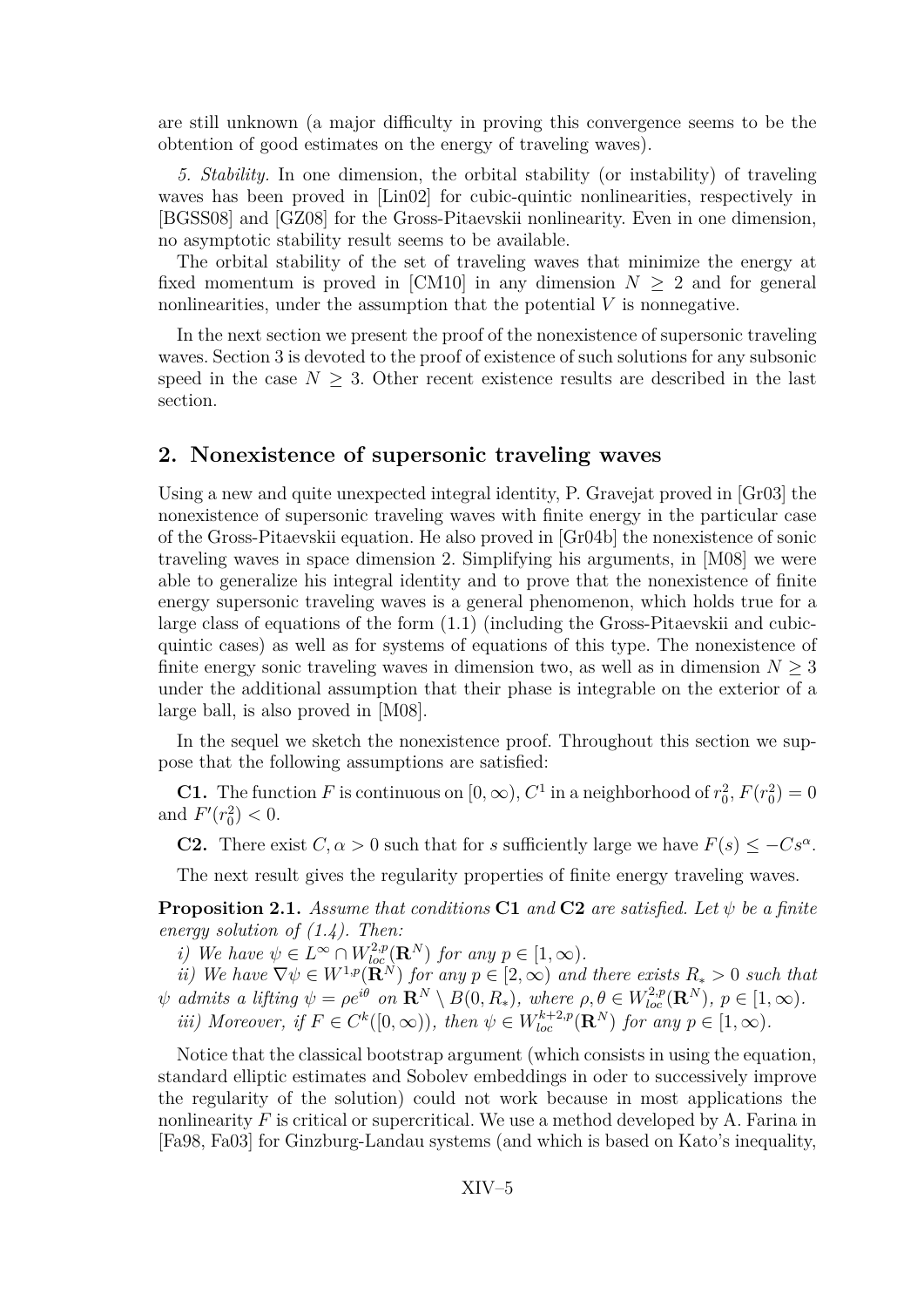are still unknown (a major difficulty in proving this convergence seems to be the obtention of good estimates on the energy of traveling waves).

*5. Stability.* In one dimension, the orbital stability (or instability) of traveling waves has been proved in [Lin02] for cubic-quintic nonlinearities, respectively in [BGSS08] and [GZ08] for the Gross-Pitaevskii nonlinearity. Even in one dimension, no asymptotic stability result seems to be available.

The orbital stability of the set of traveling waves that minimize the energy at fixed momentum is proved in [CM10] in any dimension $N \geq 2$ and for general nonlinearities, under the assumption that the potential $V$ is nonnegative.

In the next section we present the proof of the nonexistence of supersonic traveling waves. Section 3 is devoted to the proof of existence of such solutions for any subsonic speed in the case $N \geq 3$. Other recent existence results are described in the last section.

## 2. Nonexistence of supersonic traveling waves

Using a new and quite unexpected integral identity, P. Gravejat proved in [Gr03] the nonexistence of supersonic traveling waves with finite energy in the particular case of the Gross-Pitaevskii equation. He also proved in [Gr04b] the nonexistence of sonic traveling waves in space dimension 2. Simplifying his arguments, in [M08] we were able to generalize his integral identity and to prove that the nonexistence of finite energy supersonic traveling waves is a general phenomenon, which holds true for a large class of equations of the form (1.1) (including the Gross-Pitaevskii and cubic-quintic cases) as well as for systems of equations of this type. The nonexistence of finite energy sonic traveling waves in dimension two, as well as in dimension $N \geq 3$ under the additional assumption that their phase is integrable on the exterior of a large ball, is also proved in [M08].

In the sequel we sketch the nonexistence proof. Throughout this section we suppose that the following assumptions are satisfied:

**C1.** The function $F$ is continuous on $[0, \infty)$, $C^1$ in a neighborhood of $r_0^2$, $F(r_0^2) = 0$ and $F'(r_0^2) < 0$.

**C2.** There exist $C, \alpha > 0$ such that for $s$ sufficiently large we have $F(s) \leq -Cs^\alpha$.

The next result gives the regularity properties of finite energy traveling waves.

**Proposition 2.1.** *Assume that conditions* **C1** *and* **C2** *are satisfied. Let $\psi$ be a finite energy solution of (1.4). Then:*

*i) We have $\psi \in L^\infty \cap W^{2,p}_{loc}(\mathbf{R}^N)$ for any $p \in [1, \infty)$.*

*ii) We have $\nabla\psi \in W^{1,p}(\mathbf{R}^N)$ for any $p \in [2, \infty)$ and there exists $R_* > 0$ such that $\psi$ admits a lifting $\psi = \rho e^{i\theta}$ on $\mathbf{R}^N \setminus B(0, R_*)$, where $\rho, \theta \in W^{2,p}_{loc}(\mathbf{R}^N)$, $p \in [1, \infty)$.*

*iii) Moreover, if $F \in C^k([0, \infty))$, then $\psi \in W^{k+2,p}_{loc}(\mathbf{R}^N)$ for any $p \in [1, \infty)$.*

Notice that the classical bootstrap argument (which consists in using the equation, standard elliptic estimates and Sobolev embeddings in oder to successively improve the regularity of the solution) could not work because in most applications the nonlinearity $F$ is critical or supercritical. We use a method developed by A. Farina in [Fa98, Fa03] for Ginzburg-Landau systems (and which is based on Kato's inequality,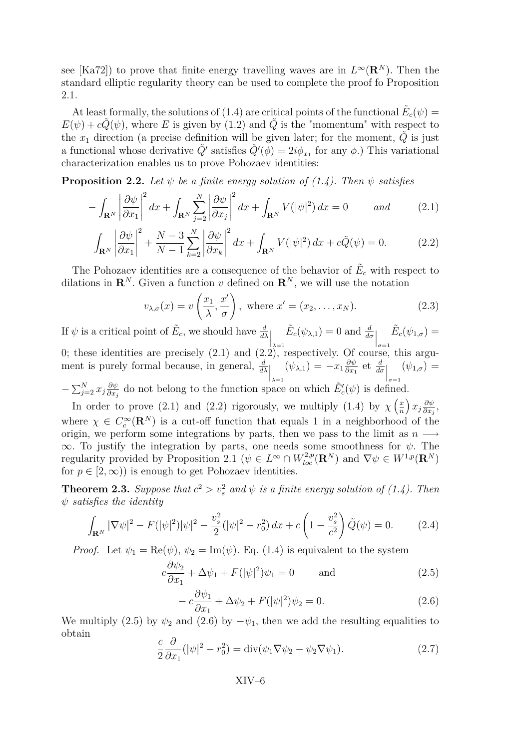see [Ka72]) to prove that finite energy travelling waves are in $L^\infty(\mathbf{R}^N)$. Then the standard elliptic regularity theory can be used to complete the proof fo Proposition 2.1.

At least formally, the solutions of (1.4) are critical points of the functional $\tilde{E}_c(\psi) = E(\psi) + c\tilde{Q}(\psi)$, where $E$ is given by (1.2) and $\tilde{Q}$ is the "momentum" with respect to the $x_1$ direction (a precise definition will be given later; for the moment, $\tilde{Q}$ is just a functional whose derivative $\tilde{Q}'$ satisfies $\tilde{Q}'(\phi) = 2i\phi_{x_1}$ for any $\phi$.) This variational characterization enables us to prove Pohozaev identities:

**Proposition 2.2.** *Let $\psi$ be a finite energy solution of (1.4). Then $\psi$ satisfies*

$$-\int_{\mathbf{R}^N} \left|\frac{\partial \psi}{\partial x_1}\right|^2 dx + \int_{\mathbf{R}^N} \sum_{j=2}^{N} \left|\frac{\partial \psi}{\partial x_j}\right|^2 dx + \int_{\mathbf{R}^N} V(|\psi|^2)\, dx = 0 \qquad \textit{and} \tag{2.1}$$

$$\int_{\mathbf{R}^N} \left|\frac{\partial \psi}{\partial x_1}\right|^2 + \frac{N-3}{N-1} \sum_{k=2}^{N} \left|\frac{\partial \psi}{\partial x_k}\right|^2 dx + \int_{\mathbf{R}^N} V(|\psi|^2)\, dx + c\tilde{Q}(\psi) = 0. \tag{2.2}$$

The Pohozaev identities are a consequence of the behavior of $\tilde{E}_c$ with respect to dilations in $\mathbf{R}^N$. Given a function $v$ defined on $\mathbf{R}^N$, we will use the notation

$$v_{\lambda,\sigma}(x) = v\left(\frac{x_1}{\lambda}, \frac{x'}{\sigma}\right), \text{ where } x' = (x_2, \ldots, x_N). \tag{2.3}$$

If $\psi$ is a critical point of $\tilde{E}_c$, we should have $\frac{d}{d\lambda}\Big|_{\lambda=1} \tilde{E}_c(\psi_{\lambda,1}) = 0$ and $\frac{d}{d\sigma}\Big|_{\sigma=1} \tilde{E}_c(\psi_{1,\sigma}) = 0$; these identities are precisely (2.1) and (2.2), respectively. Of course, this argument is purely formal because, in general, $\frac{d}{d\lambda}\Big|_{\lambda=1} (\psi_{\lambda,1}) = -x_1 \frac{\partial \psi}{\partial x_1}$ et $\frac{d}{d\sigma}\Big|_{\sigma=1} (\psi_{1,\sigma}) = -\sum_{j=2}^{N} x_j \frac{\partial \psi}{\partial x_j}$ do not belong to the function space on which $\tilde{E}_c'(\psi)$ is defined.

In order to prove (2.1) and (2.2) rigorously, we multiply (1.4) by $\chi\left(\frac{x}{n}\right) x_j \frac{\partial \psi}{\partial x_j}$, where $\chi \in C_c^\infty(\mathbf{R}^N)$ is a cut-off function that equals 1 in a neighborhood of the origin, we perform some integrations by parts, then we pass to the limit as $n \longrightarrow \infty$. To justify the integration by parts, one needs some smoothness for $\psi$. The regularity provided by Proposition 2.1 ($\psi \in L^\infty \cap W^{2,p}_{loc}(\mathbf{R}^N)$ and $\nabla\psi \in W^{1,p}(\mathbf{R}^N)$ for $p \in [2, \infty)$) is enough to get Pohozaev identities.

**Theorem 2.3.** *Suppose that $c^2 > v_s^2$ and $\psi$ is a finite energy solution of (1.4). Then $\psi$ satisfies the identity*

$$\int_{\mathbf{R}^N} |\nabla\psi|^2 - F(|\psi|^2)|\psi|^2 - \frac{v_s^2}{2}(|\psi|^2 - r_0^2)\, dx + c\left(1 - \frac{v_s^2}{c^2}\right)\tilde{Q}(\psi) = 0. \tag{2.4}$$

*Proof.* Let $\psi_1 = \mathrm{Re}(\psi)$, $\psi_2 = \mathrm{Im}(\psi)$. Eq. (1.4) is equivalent to the system

$$c\frac{\partial \psi_2}{\partial x_1} + \Delta\psi_1 + F(|\psi|^2)\psi_1 = 0 \qquad \text{and} \tag{2.5}$$

$$-c\frac{\partial \psi_1}{\partial x_1} + \Delta\psi_2 + F(|\psi|^2)\psi_2 = 0. \tag{2.6}$$

We multiply (2.5) by $\psi_2$ and (2.6) by $-\psi_1$, then we add the resulting equalities to obtain

$$\frac{c}{2}\frac{\partial}{\partial x_1}(|\psi|^2 - r_0^2) = \mathrm{div}(\psi_1\nabla\psi_2 - \psi_2\nabla\psi_1). \tag{2.7}$$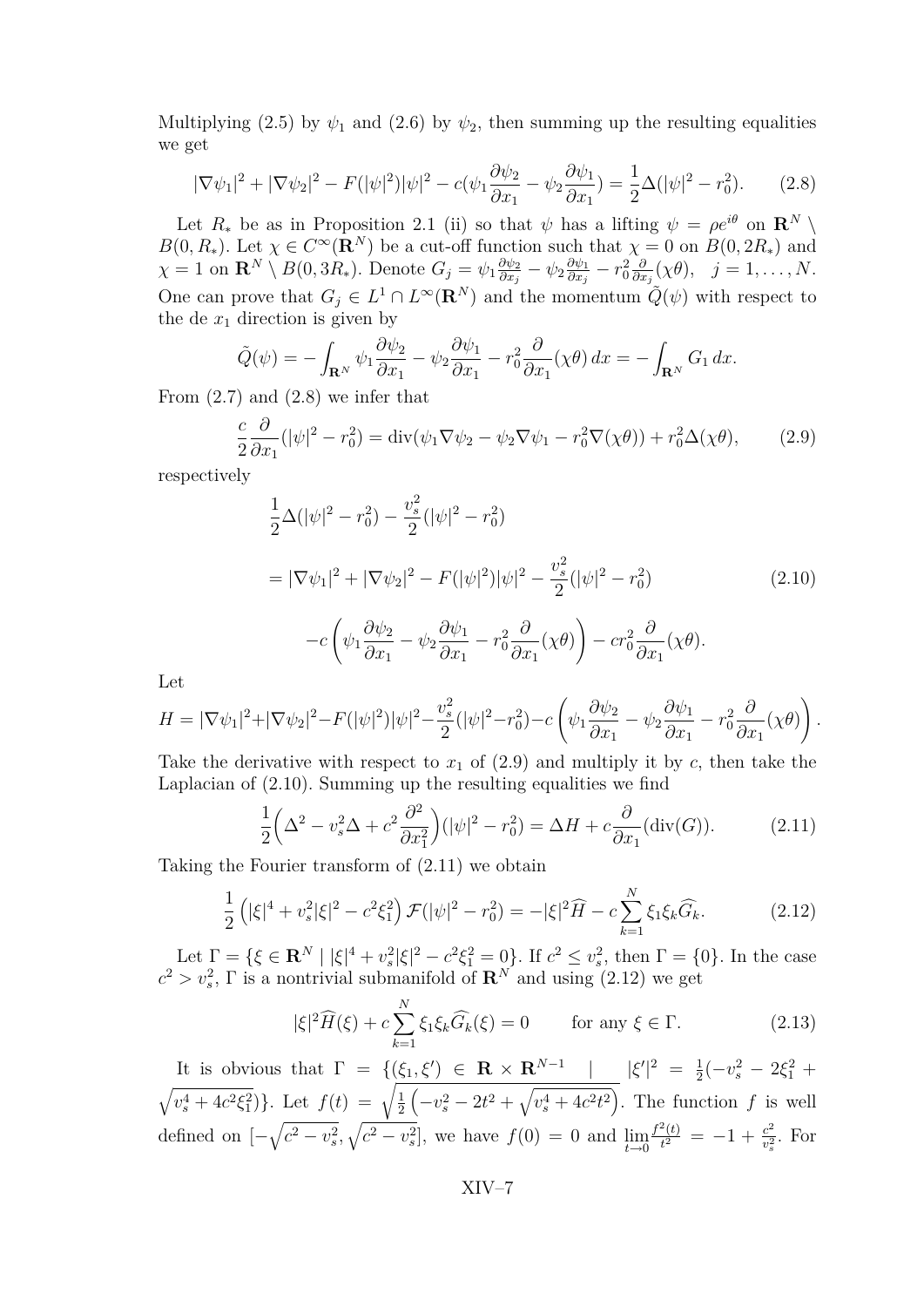Multiplying (2.5) by $\psi_1$ and (2.6) by $\psi_2$, then summing up the resulting equalities we get

$$|\nabla\psi_1|^2 + |\nabla\psi_2|^2 - F(|\psi|^2)|\psi|^2 - c(\psi_1\frac{\partial\psi_2}{\partial x_1} - \psi_2\frac{\partial\psi_1}{\partial x_1}) = \frac{1}{2}\Delta(|\psi|^2 - r_0^2). \tag{2.8}$$

Let $R_*$ be as in Proposition 2.1 (ii) so that $\psi$ has a lifting $\psi = \rho e^{i\theta}$ on $\mathbf{R}^N \setminus B(0, R_*)$. Let $\chi \in C^\infty(\mathbf{R}^N)$ be a cut-off function such that $\chi = 0$ on $B(0, 2R_*)$ and $\chi = 1$ on $\mathbf{R}^N \setminus B(0, 3R_*)$. Denote $G_j = \psi_1\frac{\partial\psi_2}{\partial x_j} - \psi_2\frac{\partial\psi_1}{\partial x_j} - r_0^2\frac{\partial}{\partial x_j}(\chi\theta)$, $\quad j = 1, \ldots, N$. One can prove that $G_j \in L^1 \cap L^\infty(\mathbf{R}^N)$ and the momentum $\tilde{Q}(\psi)$ with respect to the de $x_1$ direction is given by

$$\tilde{Q}(\psi) = -\int_{\mathbf{R}^N} \psi_1\frac{\partial\psi_2}{\partial x_1} - \psi_2\frac{\partial\psi_1}{\partial x_1} - r_0^2\frac{\partial}{\partial x_1}(\chi\theta)\, dx = -\int_{\mathbf{R}^N} G_1\, dx.$$

From (2.7) and (2.8) we infer that

$$\frac{c}{2}\frac{\partial}{\partial x_1}(|\psi|^2 - r_0^2) = \operatorname{div}(\psi_1\nabla\psi_2 - \psi_2\nabla\psi_1 - r_0^2\nabla(\chi\theta)) + r_0^2\Delta(\chi\theta), \tag{2.9}$$

respectively

$$\begin{aligned}
&\frac{1}{2}\Delta(|\psi|^2 - r_0^2) - \frac{v_s^2}{2}(|\psi|^2 - r_0^2) \\
&= |\nabla\psi_1|^2 + |\nabla\psi_2|^2 - F(|\psi|^2)|\psi|^2 - \frac{v_s^2}{2}(|\psi|^2 - r_0^2) \\
&\qquad -c\left(\psi_1\frac{\partial\psi_2}{\partial x_1} - \psi_2\frac{\partial\psi_1}{\partial x_1} - r_0^2\frac{\partial}{\partial x_1}(\chi\theta)\right) - cr_0^2\frac{\partial}{\partial x_1}(\chi\theta).
\end{aligned} \tag{2.10}$$

Let

$$H = |\nabla\psi_1|^2 + |\nabla\psi_2|^2 - F(|\psi|^2)|\psi|^2 - \frac{v_s^2}{2}(|\psi|^2 - r_0^2) - c\left(\psi_1\frac{\partial\psi_2}{\partial x_1} - \psi_2\frac{\partial\psi_1}{\partial x_1} - r_0^2\frac{\partial}{\partial x_1}(\chi\theta)\right).$$

Take the derivative with respect to $x_1$ of (2.9) and multiply it by $c$, then take the Laplacian of (2.10). Summing up the resulting equalities we find

$$\frac{1}{2}\Big(\Delta^2 - v_s^2\Delta + c^2\frac{\partial^2}{\partial x_1^2}\Big)(|\psi|^2 - r_0^2) = \Delta H + c\frac{\partial}{\partial x_1}(\operatorname{div}(G)). \tag{2.11}$$

Taking the Fourier transform of (2.11) we obtain

$$\frac{1}{2}\left(|\xi|^4 + v_s^2|\xi|^2 - c^2\xi_1^2\right)\mathcal{F}(|\psi|^2 - r_0^2) = -|\xi|^2\widehat{H} - c\sum_{k=1}^{N}\xi_1\xi_k\widehat{G_k}. \tag{2.12}$$

Let $\Gamma = \{\xi \in \mathbf{R}^N \mid |\xi|^4 + v_s^2|\xi|^2 - c^2\xi_1^2 = 0\}$. If $c^2 \le v_s^2$, then $\Gamma = \{0\}$. In the case $c^2 > v_s^2$, $\Gamma$ is a nontrivial submanifold of $\mathbf{R}^N$ and using (2.12) we get

$$|\xi|^2\widehat{H}(\xi) + c\sum_{k=1}^{N}\xi_1\xi_k\widehat{G_k}(\xi) = 0 \qquad \text{for any } \xi \in \Gamma. \tag{2.13}$$

It is obvious that $\Gamma = \{(\xi_1, \xi') \in \mathbf{R} \times \mathbf{R}^{N-1} \mid |\xi'|^2 = \frac{1}{2}(-v_s^2 - 2\xi_1^2 + \sqrt{v_s^4 + 4c^2\xi_1^2})\}$. Let $f(t) = \sqrt{\frac{1}{2}\left(-v_s^2 - 2t^2 + \sqrt{v_s^4 + 4c^2t^2}\right)}$. The function $f$ is well defined on $[-\sqrt{c^2 - v_s^2}, \sqrt{c^2 - v_s^2}]$, we have $f(0) = 0$ and $\lim\limits_{t\to 0}\frac{f^2(t)}{t^2} = -1 + \frac{c^2}{v_s^2}$. For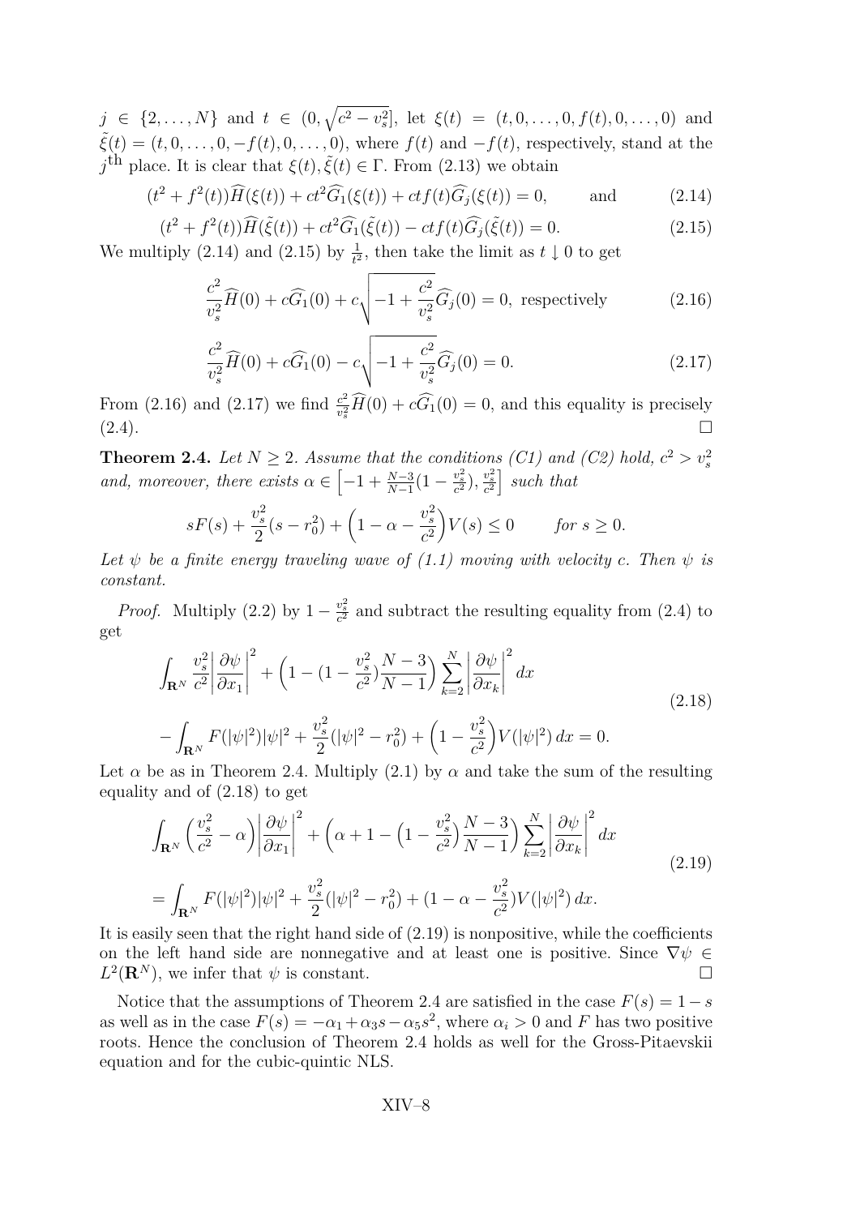$j \in \{2, \dots, N\}$ and $t \in (0, \sqrt{c^2 - v_s^2}]$, let $\xi(t) = (t, 0, \dots, 0, f(t), 0, \dots, 0)$ and $\tilde{\xi}(t) = (t, 0, \dots, 0, -f(t), 0, \dots, 0)$, where $f(t)$ and $-f(t)$, respectively, stand at the $j^{\text{th}}$ place. It is clear that $\xi(t), \tilde{\xi}(t) \in \Gamma$. From (2.13) we obtain

$$(t^2 + f^2(t))\widehat{H}(\xi(t)) + ct^2\widehat{G_1}(\xi(t)) + ctf(t)\widehat{G_j}(\xi(t)) = 0, \qquad \text{and} \tag{2.14}$$

$$(t^2 + f^2(t))\widehat{H}(\tilde{\xi}(t)) + ct^2\widehat{G_1}(\tilde{\xi}(t)) - ctf(t)\widehat{G_j}(\tilde{\xi}(t)) = 0. \tag{2.15}$$

We multiply (2.14) and (2.15) by $\frac{1}{t^2}$, then take the limit as $t \downarrow 0$ to get

$$\frac{c^2}{v_s^2}\widehat{H}(0) + c\widehat{G_1}(0) + c\sqrt{-1 + \frac{c^2}{v_s^2}}\widehat{G_j}(0) = 0, \text{ respectively} \tag{2.16}$$

$$\frac{c^2}{v_s^2}\widehat{H}(0) + c\widehat{G_1}(0) - c\sqrt{-1 + \frac{c^2}{v_s^2}}\widehat{G_j}(0) = 0. \tag{2.17}$$

From (2.16) and (2.17) we find $\frac{c^2}{v_s^2}\widehat{H}(0) + c\widehat{G_1}(0) = 0$, and this equality is precisely (2.4). $\square$

**Theorem 2.4.** *Let $N \geq 2$. Assume that the conditions (C1) and (C2) hold, $c^2 > v_s^2$ and, moreover, there exists $\alpha \in \left[-1 + \frac{N-3}{N-1}(1 - \frac{v_s^2}{c^2}), \frac{v_s^2}{c^2}\right]$ such that*

$$sF(s) + \frac{v_s^2}{2}(s - r_0^2) + \Big(1 - \alpha - \frac{v_s^2}{c^2}\Big)V(s) \leq 0 \qquad \text{for } s \geq 0.$$

*Let $\psi$ be a finite energy traveling wave of (1.1) moving with velocity $c$. Then $\psi$ is constant.*

*Proof.* Multiply (2.2) by $1 - \frac{v_s^2}{c^2}$ and subtract the resulting equality from (2.4) to get

$$\begin{aligned}
&\int_{\mathbf{R}^N} \frac{v_s^2}{c^2}\Big|\frac{\partial \psi}{\partial x_1}\Big|^2 + \Big(1 - (1 - \frac{v_s^2}{c^2})\frac{N-3}{N-1}\Big)\sum_{k=2}^{N}\Big|\frac{\partial \psi}{\partial x_k}\Big|^2\,dx \\
&- \int_{\mathbf{R}^N} F(|\psi|^2)|\psi|^2 + \frac{v_s^2}{2}(|\psi|^2 - r_0^2) + \Big(1 - \frac{v_s^2}{c^2}\Big)V(|\psi|^2)\,dx = 0.
\end{aligned} \tag{2.18}$$

Let $\alpha$ be as in Theorem 2.4. Multiply (2.1) by $\alpha$ and take the sum of the resulting equality and of (2.18) to get

$$\begin{aligned}
&\int_{\mathbf{R}^N} \Big(\frac{v_s^2}{c^2} - \alpha\Big)\Big|\frac{\partial \psi}{\partial x_1}\Big|^2 + \Big(\alpha + 1 - \Big(1 - \frac{v_s^2}{c^2}\Big)\frac{N-3}{N-1}\Big)\sum_{k=2}^{N}\Big|\frac{\partial \psi}{\partial x_k}\Big|^2\,dx \\
&= \int_{\mathbf{R}^N} F(|\psi|^2)|\psi|^2 + \frac{v_s^2}{2}(|\psi|^2 - r_0^2) + (1 - \alpha - \frac{v_s^2}{c^2})V(|\psi|^2)\,dx.
\end{aligned} \tag{2.19}$$

It is easily seen that the right hand side of (2.19) is nonpositive, while the coefficients on the left hand side are nonnegative and at least one is positive. Since $\nabla\psi \in L^2(\mathbf{R}^N)$, we infer that $\psi$ is constant. $\square$

Notice that the assumptions of Theorem 2.4 are satisfied in the case $F(s) = 1 - s$ as well as in the case $F(s) = -\alpha_1 + \alpha_3 s - \alpha_5 s^2$, where $\alpha_i > 0$ and $F$ has two positive roots. Hence the conclusion of Theorem 2.4 holds as well for the Gross-Pitaevskii equation and for the cubic-quintic NLS.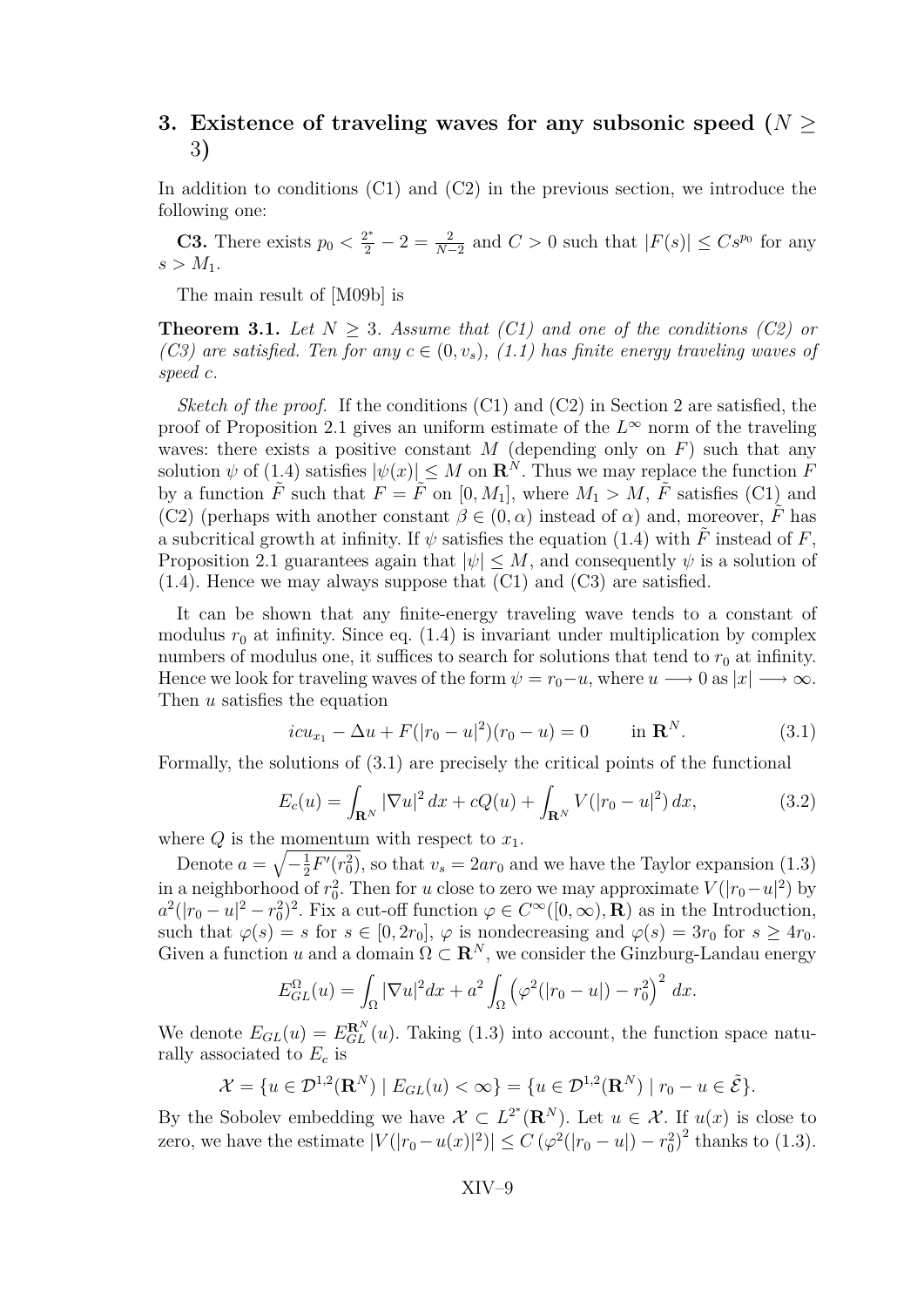## 3. Existence of traveling waves for any subsonic speed ($N \geq 3$)

In addition to conditions (C1) and (C2) in the previous section, we introduce the following one:

**C3.** There exists $p_0 < \frac{2^*}{2} - 2 = \frac{2}{N-2}$ and $C > 0$ such that $|F(s)| \leq Cs^{p_0}$ for any $s > M_1$.

The main result of [M09b] is

**Theorem 3.1.** *Let $N \geq 3$. Assume that (C1) and one of the conditions (C2) or (C3) are satisfied. Ten for any $c \in (0, v_s)$, (1.1) has finite energy traveling waves of speed $c$.*

*Sketch of the proof.* If the conditions (C1) and (C2) in Section 2 are satisfied, the proof of Proposition 2.1 gives an uniform estimate of the $L^\infty$ norm of the traveling waves: there exists a positive constant $M$ (depending only on $F$) such that any solution $\psi$ of (1.4) satisfies $|\psi(x)| \leq M$ on $\mathbf{R}^N$. Thus we may replace the function $F$ by a function $\tilde{F}$ such that $F = \tilde{F}$ on $[0, M_1]$, where $M_1 > M$, $\tilde{F}$ satisfies (C1) and (C2) (perhaps with another constant $\beta \in (0, \alpha)$ instead of $\alpha$) and, moreover, $\tilde{F}$ has a subcritical growth at infinity. If $\psi$ satisfies the equation (1.4) with $\tilde{F}$ instead of $F$, Proposition 2.1 guarantees again that $|\psi| \leq M$, and consequently $\psi$ is a solution of (1.4). Hence we may always suppose that (C1) and (C3) are satisfied.

It can be shown that any finite-energy traveling wave tends to a constant of modulus $r_0$ at infinity. Since eq. (1.4) is invariant under multiplication by complex numbers of modulus one, it suffices to search for solutions that tend to $r_0$ at infinity. Hence we look for traveling waves of the form $\psi = r_0 - u$, where $u \longrightarrow 0$ as $|x| \longrightarrow \infty$. Then $u$ satisfies the equation

$$icu_{x_1} - \Delta u + F(|r_0 - u|^2)(r_0 - u) = 0 \qquad \text{in } \mathbf{R}^N. \tag{3.1}$$

Formally, the solutions of (3.1) are precisely the critical points of the functional

$$E_c(u) = \int_{\mathbf{R}^N} |\nabla u|^2 \, dx + cQ(u) + \int_{\mathbf{R}^N} V(|r_0 - u|^2) \, dx, \tag{3.2}$$

where $Q$ is the momentum with respect to $x_1$.

Denote $a = \sqrt{-\frac{1}{2}F'(r_0^2)}$, so that $v_s = 2ar_0$ and we have the Taylor expansion (1.3) in a neighborhood of $r_0^2$. Then for $u$ close to zero we may approximate $V(|r_0 - u|^2)$ by $a^2(|r_0 - u|^2 - r_0^2)^2$. Fix a cut-off function $\varphi \in C^\infty([0, \infty), \mathbf{R})$ as in the Introduction, such that $\varphi(s) = s$ for $s \in [0, 2r_0]$, $\varphi$ is nondecreasing and $\varphi(s) = 3r_0$ for $s \geq 4r_0$. Given a function $u$ and a domain $\Omega \subset \mathbf{R}^N$, we consider the Ginzburg-Landau energy

$$E_{GL}^{\Omega}(u) = \int_\Omega |\nabla u|^2 dx + a^2 \int_\Omega \left( \varphi^2(|r_0 - u|) - r_0^2 \right)^2 \, dx.$$

We denote $E_{GL}(u) = E_{GL}^{\mathbf{R}^N}(u)$. Taking (1.3) into account, the function space naturally associated to $E_c$ is

$$\mathcal{X} = \{ u \in \mathcal{D}^{1,2}(\mathbf{R}^N) \mid E_{GL}(u) < \infty \} = \{ u \in \mathcal{D}^{1,2}(\mathbf{R}^N) \mid r_0 - u \in \tilde{\mathcal{E}} \}.$$

By the Sobolev embedding we have $\mathcal{X} \subset L^{2^*}(\mathbf{R}^N)$. Let $u \in \mathcal{X}$. If $u(x)$ is close to zero, we have the estimate $|V(|r_0 - u(x)|^2)| \leq C \left( \varphi^2(|r_0 - u|) - r_0^2 \right)^2$ thanks to (1.3).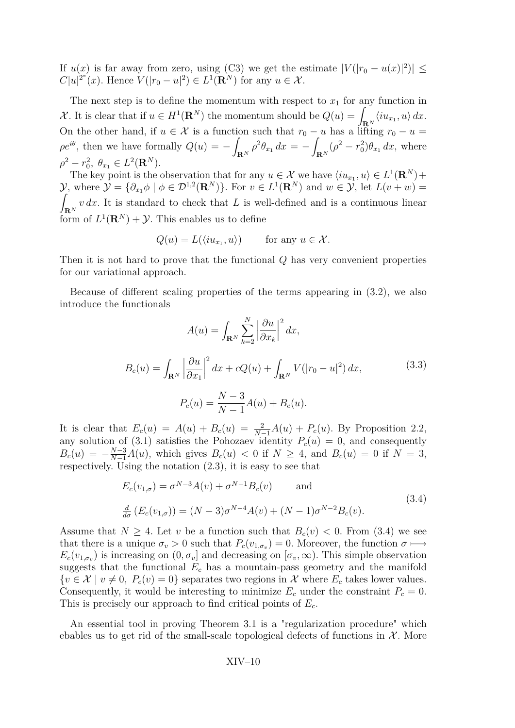If $u(x)$ is far away from zero, using (C3) we get the estimate $|V(|r_0 - u(x)|^2)| \leq C|u|^{2^*}(x)$. Hence $V(|r_0 - u|^2) \in L^1(\mathbf{R}^N)$ for any $u \in \mathcal{X}$.

The next step is to define the momentum with respect to $x_1$ for any function in $\mathcal{X}$. It is clear that if $u \in H^1(\mathbf{R}^N)$ the momentum should be $Q(u) = \int_{\mathbf{R}^N} \langle iu_{x_1}, u \rangle \, dx$. On the other hand, if $u \in \mathcal{X}$ is a function such that $r_0 - u$ has a lifting $r_0 - u = \rho e^{i\theta}$, then we have formally $Q(u) = -\int_{\mathbf{R}^N} \rho^2 \theta_{x_1} \, dx = -\int_{\mathbf{R}^N} (\rho^2 - r_0^2)\theta_{x_1} \, dx$, where $\rho^2 - r_0^2, \ \theta_{x_1} \in L^2(\mathbf{R}^N)$.

The key point is the observation that for any $u \in \mathcal{X}$ we have $\langle iu_{x_1}, u \rangle \in L^1(\mathbf{R}^N) + \mathcal{Y}$, where $\mathcal{Y} = \{\partial_{x_1}\phi \mid \phi \in \mathcal{D}^{1,2}(\mathbf{R}^N)\}$. For $v \in L^1(\mathbf{R}^N)$ and $w \in \mathcal{Y}$, let $L(v + w) = \int_{\mathbf{R}^N} v \, dx$. It is standard to check that $L$ is well-defined and is a continuous linear form of $L^1(\mathbf{R}^N) + \mathcal{Y}$. This enables us to define

$$Q(u) = L(\langle iu_{x_1}, u \rangle) \qquad \text{for any } u \in \mathcal{X}.$$

Then it is not hard to prove that the functional $Q$ has very convenient properties for our variational approach.

Because of different scaling properties of the terms appearing in (3.2), we also introduce the functionals

$$\begin{aligned}
A(u) &= \int_{\mathbf{R}^N} \sum_{k=2}^{N} \left| \frac{\partial u}{\partial x_k} \right|^2 dx, \\
B_c(u) &= \int_{\mathbf{R}^N} \left| \frac{\partial u}{\partial x_1} \right|^2 dx + cQ(u) + \int_{\mathbf{R}^N} V(|r_0 - u|^2) \, dx, \\
P_c(u) &= \frac{N-3}{N-1} A(u) + B_c(u).
\end{aligned} \tag{3.3}$$

It is clear that $E_c(u) = A(u) + B_c(u) = \frac{2}{N-1}A(u) + P_c(u)$. By Proposition 2.2, any solution of (3.1) satisfies the Pohozaev identity $P_c(u) = 0$, and consequently $B_c(u) = -\frac{N-3}{N-1}A(u)$, which gives $B_c(u) < 0$ if $N \geq 4$, and $B_c(u) = 0$ if $N = 3$, respectively. Using the notation (2.3), it is easy to see that

$$\begin{aligned}
&E_c(v_{1,\sigma}) = \sigma^{N-3}A(v) + \sigma^{N-1}B_c(v) \qquad \text{and} \\
&\tfrac{d}{d\sigma}\left(E_c(v_{1,\sigma})\right) = (N-3)\sigma^{N-4}A(v) + (N-1)\sigma^{N-2}B_c(v).
\end{aligned} \tag{3.4}$$

Assume that $N \geq 4$. Let $v$ be a function such that $B_c(v) < 0$. From (3.4) we see that there is a unique $\sigma_v > 0$ such that $P_c(v_{1,\sigma_v}) = 0$. Moreover, the function $\sigma \longmapsto E_c(v_{1,\sigma_v})$ is increasing on $(0, \sigma_v]$ and decreasing on $[\sigma_v, \infty)$. This simple observation suggests that the functional $E_c$ has a mountain-pass geometry and the manifold $\{v \in \mathcal{X} \mid v \neq 0, \ P_c(v) = 0\}$ separates two regions in $\mathcal{X}$ where $E_c$ takes lower values. Consequently, it would be interesting to minimize $E_c$ under the constraint $P_c = 0$. This is precisely our approach to find critical points of $E_c$.

An essential tool in proving Theorem 3.1 is a "regularization procedure" which ebables us to get rid of the small-scale topological defects of functions in $\mathcal{X}$. More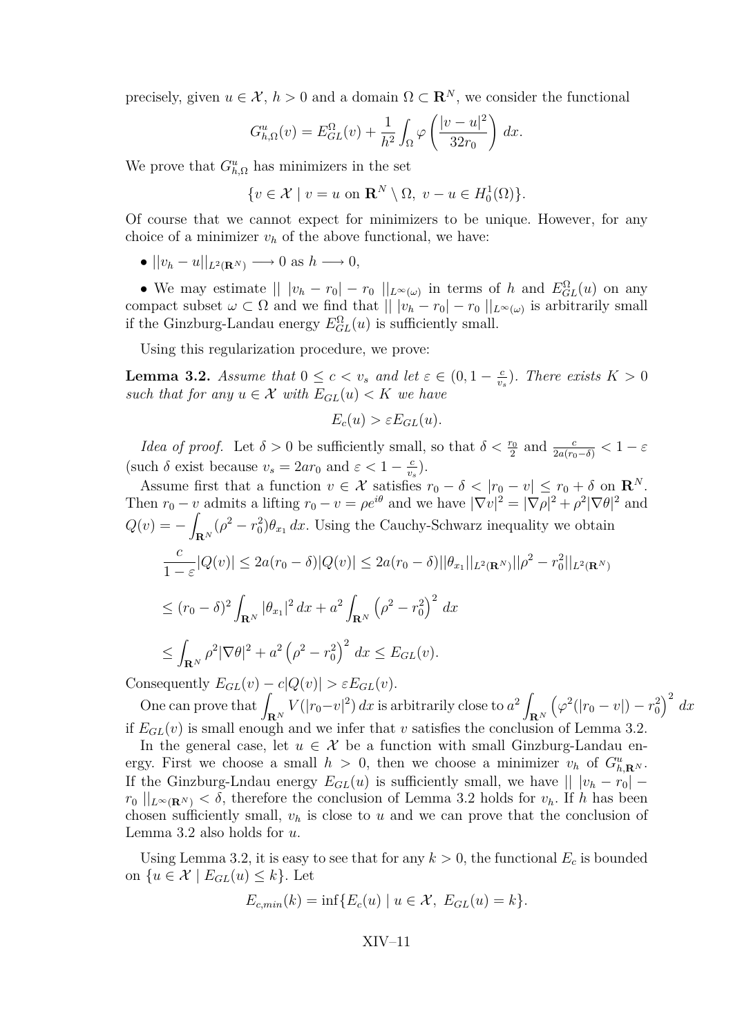precisely, given $u \in \mathcal{X}$, $h > 0$ and a domain $\Omega \subset \mathbf{R}^N$, we consider the functional

$$G^u_{h,\Omega}(v) = E^{\Omega}_{GL}(v) + \frac{1}{h^2}\int_{\Omega} \varphi\left(\frac{|v-u|^2}{32 r_0}\right)\, dx.$$

We prove that $G^u_{h,\Omega}$ has minimizers in the set

$$\{v \in \mathcal{X} \mid v = u \text{ on } \mathbf{R}^N \setminus \Omega,\ v - u \in H^1_0(\Omega)\}.$$

Of course that we cannot expect for minimizers to be unique. However, for any choice of a minimizer $v_h$ of the above functional, we have:

- $||v_h - u||_{L^2(\mathbf{R}^N)} \longrightarrow 0$ as $h \longrightarrow 0$,

- We may estimate $||\ |v_h - r_0| - r_0\ ||_{L^\infty(\omega)}$ in terms of $h$ and $E^{\Omega}_{GL}(u)$ on any compact subset $\omega \subset \Omega$ and we find that $||\ |v_h - r_0| - r_0\ ||_{L^\infty(\omega)}$ is arbitrarily small if the Ginzburg-Landau energy $E^{\Omega}_{GL}(u)$ is sufficiently small.

Using this regularization procedure, we prove:

**Lemma 3.2.** *Assume that $0 \le c < v_s$ and let $\varepsilon \in (0, 1 - \frac{c}{v_s})$. There exists $K > 0$ such that for any $u \in \mathcal{X}$ with $E_{GL}(u) < K$ we have*

$$E_c(u) > \varepsilon E_{GL}(u).$$

*Idea of proof.* Let $\delta > 0$ be sufficiently small, so that $\delta < \frac{r_0}{2}$ and $\frac{c}{2a(r_0-\delta)} < 1 - \varepsilon$ (such $\delta$ exist because $v_s = 2ar_0$ and $\varepsilon < 1 - \frac{c}{v_s}$).

Assume first that a function $v \in \mathcal{X}$ satisfies $r_0 - \delta < |r_0 - v| \le r_0 + \delta$ on $\mathbf{R}^N$. Then $r_0 - v$ admits a lifting $r_0 - v = \rho e^{i\theta}$ and we have $|\nabla v|^2 = |\nabla \rho|^2 + \rho^2 |\nabla \theta|^2$ and $Q(v) = -\displaystyle\int_{\mathbf{R}^N} (\rho^2 - r_0^2)\theta_{x_1}\, dx$. Using the Cauchy-Schwarz inequality we obtain

$$\frac{c}{1-\varepsilon}|Q(v)| \le 2a(r_0 - \delta)|Q(v)| \le 2a(r_0-\delta)||\theta_{x_1}||_{L^2(\mathbf{R}^N)}||\rho^2 - r_0^2||_{L^2(\mathbf{R}^N)}$$

$$\le (r_0 - \delta)^2 \int_{\mathbf{R}^N} |\theta_{x_1}|^2\, dx + a^2 \int_{\mathbf{R}^N} \left(\rho^2 - r_0^2\right)^2\, dx$$

$$\le \int_{\mathbf{R}^N} \rho^2 |\nabla\theta|^2 + a^2\left(\rho^2 - r_0^2\right)^2\, dx \le E_{GL}(v).$$

Consequently $E_{GL}(v) - c|Q(v)| > \varepsilon E_{GL}(v)$.

One can prove that $\displaystyle\int_{\mathbf{R}^N} V(|r_0 - v|^2)\, dx$ is arbitrarily close to $a^2 \displaystyle\int_{\mathbf{R}^N}\left(\varphi^2(|r_0 - v|) - r_0^2\right)^2\, dx$ if $E_{GL}(v)$ is small enough and we infer that $v$ satisfies the conclusion of Lemma 3.2.

In the general case, let $u \in \mathcal{X}$ be a function with small Ginzburg-Landau energy. First we choose a small $h > 0$, then we choose a minimizer $v_h$ of $G^u_{h,\mathbf{R}^N}$. If the Ginzburg-Lndau energy $E_{GL}(u)$ is sufficiently small, we have $||\ |v_h - r_0| - r_0\ ||_{L^\infty(\mathbf{R}^N)} < \delta$, therefore the conclusion of Lemma 3.2 holds for $v_h$. If $h$ has been chosen sufficiently small, $v_h$ is close to $u$ and we can prove that the conclusion of Lemma 3.2 also holds for $u$.

Using Lemma 3.2, it is easy to see that for any $k > 0$, the functional $E_c$ is bounded on $\{u \in \mathcal{X} \mid E_{GL}(u) \le k\}$. Let

$$E_{c,min}(k) = \inf\{E_c(u) \mid u \in \mathcal{X},\ E_{GL}(u) = k\}.$$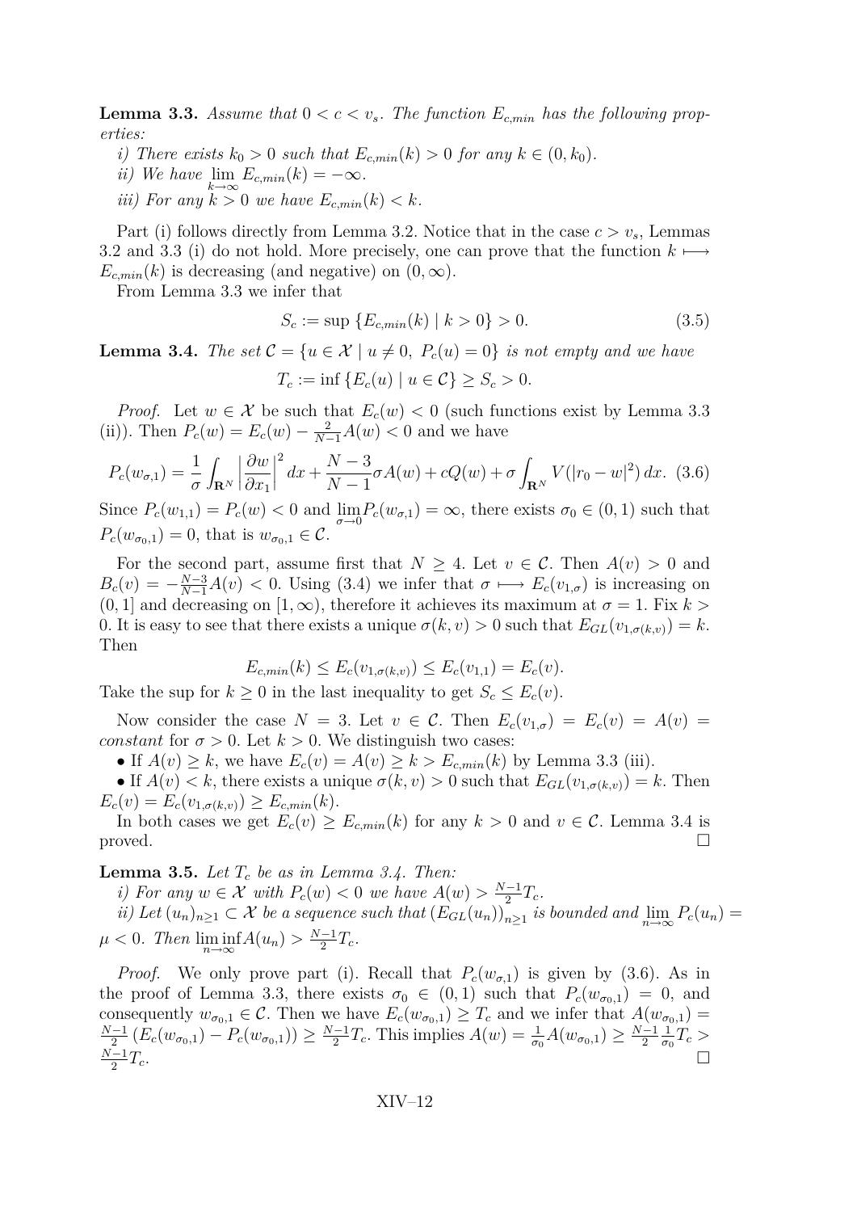**Lemma 3.3.** *Assume that $0 < c < v_s$. The function $E_{c,min}$ has the following properties:*

*i) There exists $k_0 > 0$ such that $E_{c,min}(k) > 0$ for any $k \in (0, k_0)$.*

*ii) We have $\lim_{k\to\infty} E_{c,min}(k) = -\infty$.*

*iii) For any $k > 0$ we have $E_{c,min}(k) < k$.*

Part (i) follows directly from Lemma 3.2. Notice that in the case $c > v_s$, Lemmas 3.2 and 3.3 (i) do not hold. More precisely, one can prove that the function $k \longmapsto E_{c,min}(k)$ is decreasing (and negative) on $(0, \infty)$.

From Lemma 3.3 we infer that

$$S_c := \sup \{E_{c,min}(k) \mid k > 0\} > 0. \tag{3.5}$$

**Lemma 3.4.** *The set $\mathcal{C} = \{u \in \mathcal{X} \mid u \neq 0,\ P_c(u) = 0\}$ is not empty and we have*

$$T_c := \inf \{E_c(u) \mid u \in \mathcal{C}\} \geq S_c > 0.$$

*Proof.* Let $w \in \mathcal{X}$ be such that $E_c(w) < 0$ (such functions exist by Lemma 3.3 (ii)). Then $P_c(w) = E_c(w) - \frac{2}{N-1}A(w) < 0$ and we have

$$P_c(w_{\sigma,1}) = \frac{1}{\sigma}\int_{\mathbf{R}^N}\left|\frac{\partial w}{\partial x_1}\right|^2 dx + \frac{N-3}{N-1}\sigma A(w) + cQ(w) + \sigma\int_{\mathbf{R}^N} V(|r_0 - w|^2)\,dx. \tag{3.6}$$

Since $P_c(w_{1,1}) = P_c(w) < 0$ and $\lim_{\sigma\to 0} P_c(w_{\sigma,1}) = \infty$, there exists $\sigma_0 \in (0,1)$ such that $P_c(w_{\sigma_0,1}) = 0$, that is $w_{\sigma_0,1} \in \mathcal{C}$.

For the second part, assume first that $N \geq 4$. Let $v \in \mathcal{C}$. Then $A(v) > 0$ and $B_c(v) = -\frac{N-3}{N-1}A(v) < 0$. Using (3.4) we infer that $\sigma \longmapsto E_c(v_{1,\sigma})$ is increasing on $(0,1]$ and decreasing on $[1,\infty)$, therefore it achieves its maximum at $\sigma = 1$. Fix $k > 0$. It is easy to see that there exists a unique $\sigma(k,v) > 0$ such that $E_{GL}(v_{1,\sigma(k,v)}) = k$. Then

$$E_{c,min}(k) \leq E_c(v_{1,\sigma(k,v)}) \leq E_c(v_{1,1}) = E_c(v).$$

Take the sup for $k \geq 0$ in the last inequality to get $S_c \leq E_c(v)$.

Now consider the case $N = 3$. Let $v \in \mathcal{C}$. Then $E_c(v_{1,\sigma}) = E_c(v) = A(v) =$ *constant* for $\sigma > 0$. Let $k > 0$. We distinguish two cases:

• If $A(v) \geq k$, we have $E_c(v) = A(v) \geq k > E_{c,min}(k)$ by Lemma 3.3 (iii).

• If $A(v) < k$, there exists a unique $\sigma(k,v) > 0$ such that $E_{GL}(v_{1,\sigma(k,v)}) = k$. Then $E_c(v) = E_c(v_{1,\sigma(k,v)}) \geq E_{c,min}(k)$.

In both cases we get $E_c(v) \geq E_{c,min}(k)$ for any $k > 0$ and $v \in \mathcal{C}$. Lemma 3.4 is proved. $\square$

**Lemma 3.5.** *Let $T_c$ be as in Lemma 3.4. Then:*

*i) For any $w \in \mathcal{X}$ with $P_c(w) < 0$ we have $A(w) > \frac{N-1}{2}T_c$.*

*ii) Let $(u_n)_{n\geq 1} \subset \mathcal{X}$ be a sequence such that $(E_{GL}(u_n))_{n\geq 1}$ is bounded and $\lim_{n\to\infty} P_c(u_n) = \mu < 0$. Then $\liminf_{n\to\infty} A(u_n) > \frac{N-1}{2}T_c$.*

*Proof.* We only prove part (i). Recall that $P_c(w_{\sigma,1})$ is given by (3.6). As in the proof of Lemma 3.3, there exists $\sigma_0 \in (0,1)$ such that $P_c(w_{\sigma_0,1}) = 0$, and consequently $w_{\sigma_0,1} \in \mathcal{C}$. Then we have $E_c(w_{\sigma_0,1}) \geq T_c$ and we infer that $A(w_{\sigma_0,1}) = \frac{N-1}{2}\left(E_c(w_{\sigma_0,1}) - P_c(w_{\sigma_0,1})\right) \geq \frac{N-1}{2}T_c$. This implies $A(w) = \frac{1}{\sigma_0}A(w_{\sigma_0,1}) \geq \frac{N-1}{2}\frac{1}{\sigma_0}T_c > \frac{N-1}{2}T_c$. $\square$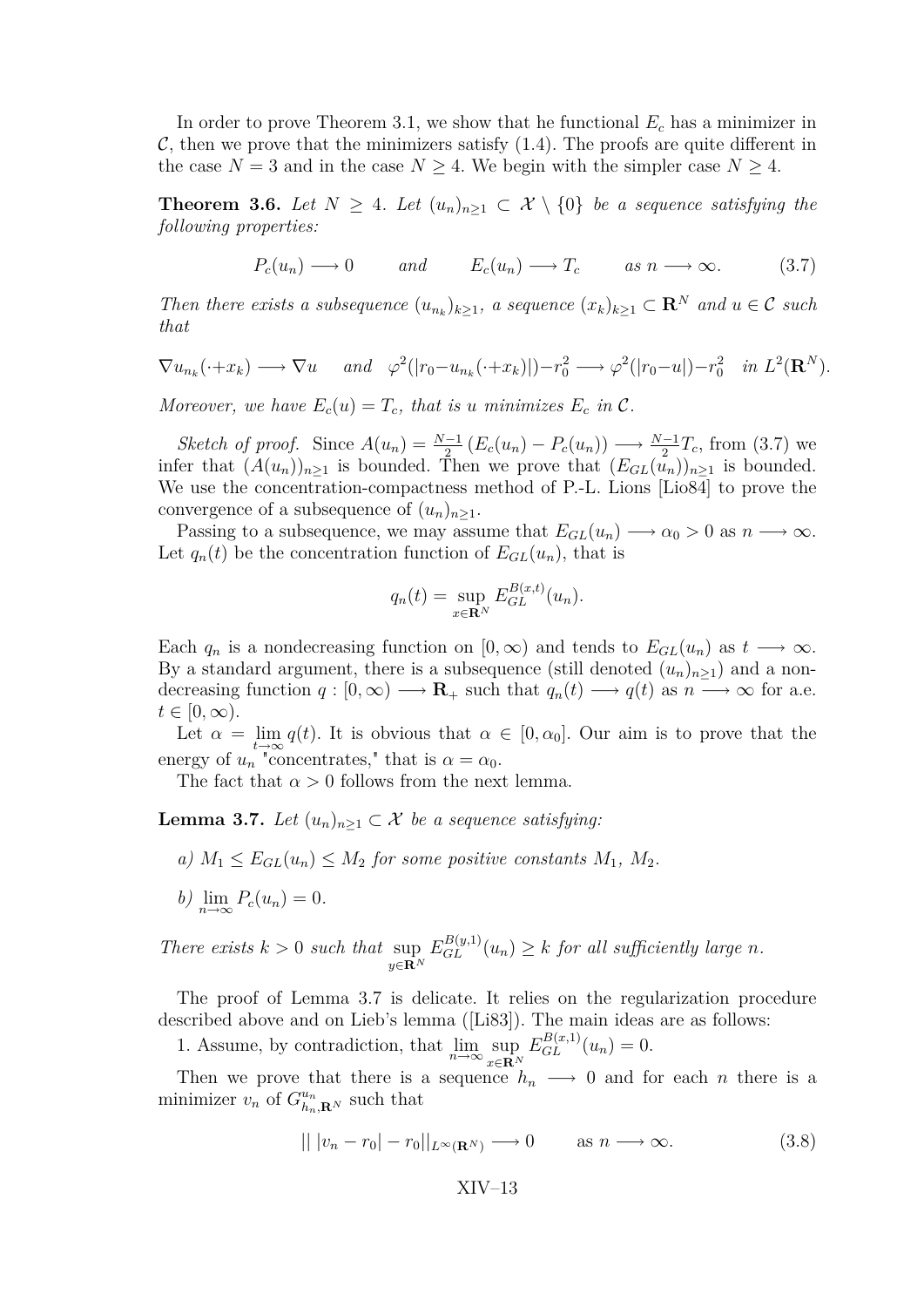In order to prove Theorem 3.1, we show that he functional $E_c$ has a minimizer in $\mathcal{C}$, then we prove that the minimizers satisfy (1.4). The proofs are quite different in the case $N = 3$ and in the case $N \geq 4$. We begin with the simpler case $N \geq 4$.

**Theorem 3.6.** *Let $N \geq 4$. Let $(u_n)_{n\geq 1} \subset \mathcal{X} \setminus \{0\}$ be a sequence satisfying the following properties:*

$$P_c(u_n) \longrightarrow 0 \qquad \textit{and} \qquad E_c(u_n) \longrightarrow T_c \qquad \textit{as } n \longrightarrow \infty. \tag{3.7}$$

*Then there exists a subsequence $(u_{n_k})_{k\geq 1}$, a sequence $(x_k)_{k\geq 1} \subset \mathbf{R}^N$ and $u \in \mathcal{C}$ such that*

$$\nabla u_{n_k}(\cdot + x_k) \longrightarrow \nabla u \quad \textit{and} \quad \varphi^2(|r_0 - u_{n_k}(\cdot + x_k)|) - r_0^2 \longrightarrow \varphi^2(|r_0 - u|) - r_0^2 \quad \textit{in } L^2(\mathbf{R}^N).$$

*Moreover, we have $E_c(u) = T_c$, that is $u$ minimizes $E_c$ in $\mathcal{C}$.*

*Sketch of proof.* Since $A(u_n) = \frac{N-1}{2}\left(E_c(u_n) - P_c(u_n)\right) \longrightarrow \frac{N-1}{2} T_c$, from (3.7) we infer that $(A(u_n))_{n\geq 1}$ is bounded. Then we prove that $(E_{GL}(u_n))_{n\geq 1}$ is bounded. We use the concentration-compactness method of P.-L. Lions [Lio84] to prove the convergence of a subsequence of $(u_n)_{n\geq 1}$.

Passing to a subsequence, we may assume that $E_{GL}(u_n) \longrightarrow \alpha_0 > 0$ as $n \longrightarrow \infty$. Let $q_n(t)$ be the concentration function of $E_{GL}(u_n)$, that is

$$q_n(t) = \sup_{x \in \mathbf{R}^N} E_{GL}^{B(x,t)}(u_n).$$

Each $q_n$ is a nondecreasing function on $[0, \infty)$ and tends to $E_{GL}(u_n)$ as $t \longrightarrow \infty$. By a standard argument, there is a subsequence (still denoted $(u_n)_{n\geq 1}$) and a nondecreasing function $q : [0, \infty) \longrightarrow \mathbf{R}_+$ such that $q_n(t) \longrightarrow q(t)$ as $n \longrightarrow \infty$ for a.e. $t \in [0, \infty)$.

Let $\alpha = \lim\limits_{t\to\infty} q(t)$. It is obvious that $\alpha \in [0, \alpha_0]$. Our aim is to prove that the energy of $u_n$ "concentrates," that is $\alpha = \alpha_0$.

The fact that $\alpha > 0$ follows from the next lemma.

**Lemma 3.7.** *Let $(u_n)_{n\geq 1} \subset \mathcal{X}$ be a sequence satisfying:*

*a) $M_1 \leq E_{GL}(u_n) \leq M_2$ for some positive constants $M_1$, $M_2$.*

*b) $\lim\limits_{n\to\infty} P_c(u_n) = 0$.*

*There exists $k > 0$ such that $\sup\limits_{y \in \mathbf{R}^N} E_{GL}^{B(y,1)}(u_n) \geq k$ for all sufficiently large $n$.*

The proof of Lemma 3.7 is delicate. It relies on the regularization procedure described above and on Lieb's lemma ([Li83]). The main ideas are as follows:

1. Assume, by contradiction, that $\lim\limits_{n\to\infty} \sup\limits_{x\in\mathbf{R}^N} E_{GL}^{B(x,1)}(u_n) = 0$.

Then we prove that there is a sequence $h_n \longrightarrow 0$ and for each $n$ there is a minimizer $v_n$ of $G^{u_n}_{h_n, \mathbf{R}^N}$ such that

$$\| \, |v_n - r_0| - r_0 \|_{L^\infty(\mathbf{R}^N)} \longrightarrow 0 \qquad \text{as } n \longrightarrow \infty. \tag{3.8}$$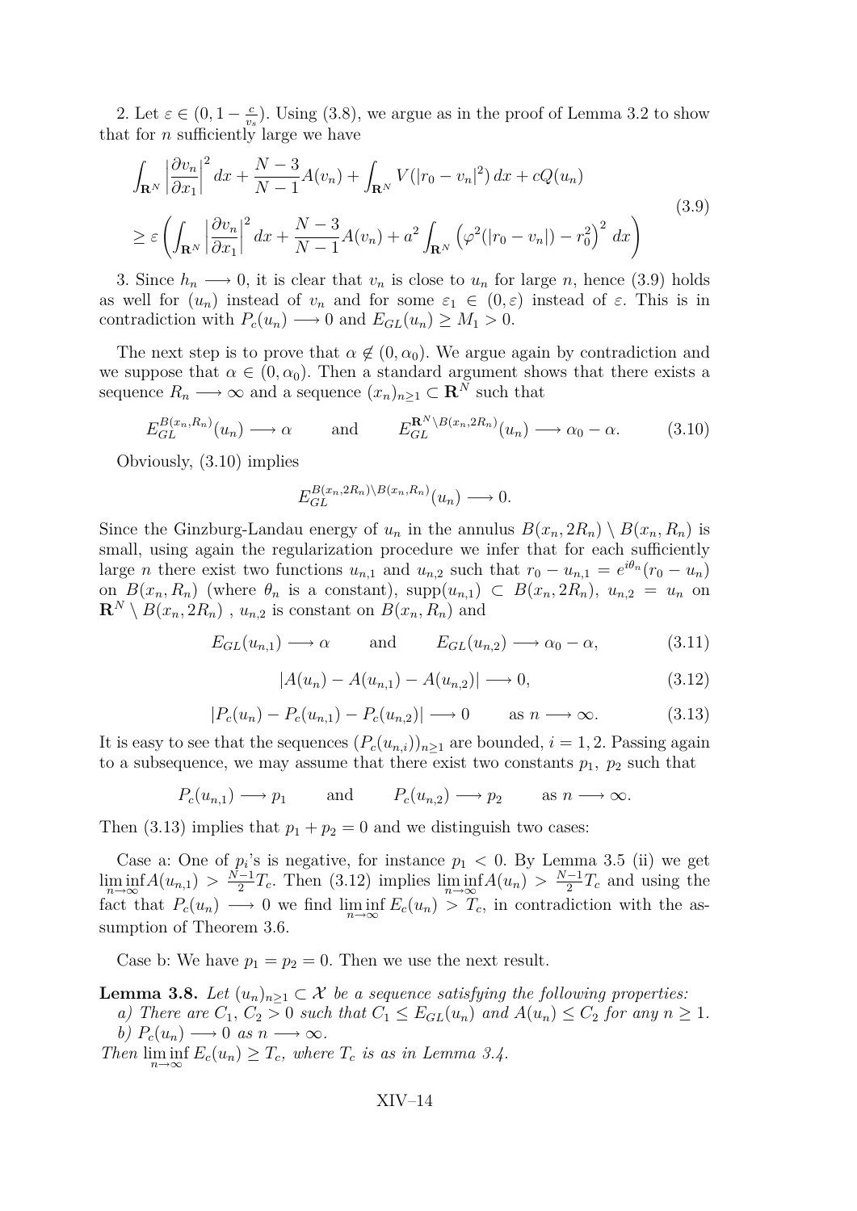2. Let $\varepsilon \in (0, 1 - \frac{c}{v_s})$. Using (3.8), we argue as in the proof of Lemma 3.2 to show that for $n$ sufficiently large we have

$$
\begin{aligned}
&\int_{\mathbf{R}^N} \left| \frac{\partial v_n}{\partial x_1} \right|^2 dx + \frac{N-3}{N-1} A(v_n) + \int_{\mathbf{R}^N} V(|r_0 - v_n|^2)\, dx + cQ(u_n) \\
&\geq \varepsilon \left( \int_{\mathbf{R}^N} \left| \frac{\partial v_n}{\partial x_1} \right|^2 dx + \frac{N-3}{N-1} A(v_n) + a^2 \int_{\mathbf{R}^N} \left( \varphi^2(|r_0 - v_n|) - r_0^2 \right)^2 dx \right)
\end{aligned}
\tag{3.9}
$$

3. Since $h_n \longrightarrow 0$, it is clear that $v_n$ is close to $u_n$ for large $n$, hence (3.9) holds as well for $(u_n)$ instead of $v_n$ and for some $\varepsilon_1 \in (0, \varepsilon)$ instead of $\varepsilon$. This is in contradiction with $P_c(u_n) \longrightarrow 0$ and $E_{GL}(u_n) \geq M_1 > 0$.

The next step is to prove that $\alpha \notin (0, \alpha_0)$. We argue again by contradiction and we suppose that $\alpha \in (0, \alpha_0)$. Then a standard argument shows that there exists a sequence $R_n \longrightarrow \infty$ and a sequence $(x_n)_{n \geq 1} \subset \mathbf{R}^N$ such that

$$
E_{GL}^{B(x_n, R_n)}(u_n) \longrightarrow \alpha \qquad \text{and} \qquad E_{GL}^{\mathbf{R}^N \setminus B(x_n, 2R_n)}(u_n) \longrightarrow \alpha_0 - \alpha. \tag{3.10}
$$

Obviously, (3.10) implies

$$
E_{GL}^{B(x_n, 2R_n) \setminus B(x_n, R_n)}(u_n) \longrightarrow 0.
$$

Since the Ginzburg-Landau energy of $u_n$ in the annulus $B(x_n, 2R_n) \setminus B(x_n, R_n)$ is small, using again the regularization procedure we infer that for each sufficiently large $n$ there exist two functions $u_{n,1}$ and $u_{n,2}$ such that $r_0 - u_{n,1} = e^{i\theta_n}(r_0 - u_n)$ on $B(x_n, R_n)$ (where $\theta_n$ is a constant), $\text{supp}(u_{n,1}) \subset B(x_n, 2R_n)$, $u_{n,2} = u_n$ on $\mathbf{R}^N \setminus B(x_n, 2R_n)$ , $u_{n,2}$ is constant on $B(x_n, R_n)$ and

$$
E_{GL}(u_{n,1}) \longrightarrow \alpha \qquad \text{and} \qquad E_{GL}(u_{n,2}) \longrightarrow \alpha_0 - \alpha, \tag{3.11}
$$

$$
|A(u_n) - A(u_{n,1}) - A(u_{n,2})| \longrightarrow 0, \tag{3.12}
$$

$$
|P_c(u_n) - P_c(u_{n,1}) - P_c(u_{n,2})| \longrightarrow 0 \qquad \text{as } n \longrightarrow \infty. \tag{3.13}
$$

It is easy to see that the sequences $(P_c(u_{n,i}))_{n \geq 1}$ are bounded, $i = 1, 2$. Passing again to a subsequence, we may assume that there exist two constants $p_1$, $p_2$ such that

$$
P_c(u_{n,1}) \longrightarrow p_1 \qquad \text{and} \qquad P_c(u_{n,2}) \longrightarrow p_2 \qquad \text{as } n \longrightarrow \infty.
$$

Then (3.13) implies that $p_1 + p_2 = 0$ and we distinguish two cases:

Case a: One of $p_i$'s is negative, for instance $p_1 < 0$. By Lemma 3.5 (ii) we get $\liminf_{n \to \infty} A(u_{n,1}) > \frac{N-1}{2} T_c$. Then (3.12) implies $\liminf_{n \to \infty} A(u_n) > \frac{N-1}{2} T_c$ and using the fact that $P_c(u_n) \longrightarrow 0$ we find $\liminf_{n \to \infty} E_c(u_n) > T_c$, in contradiction with the assumption of Theorem 3.6.

Case b: We have $p_1 = p_2 = 0$. Then we use the next result.

**Lemma 3.8.** *Let $(u_n)_{n \geq 1} \subset \mathcal{X}$ be a sequence satisfying the following properties:*
*a) There are $C_1$, $C_2 > 0$ such that $C_1 \leq E_{GL}(u_n)$ and $A(u_n) \leq C_2$ for any $n \geq 1$.*
*b) $P_c(u_n) \longrightarrow 0$ as $n \longrightarrow \infty$.*
*Then $\liminf_{n \to \infty} E_c(u_n) \geq T_c$, where $T_c$ is as in Lemma 3.4.*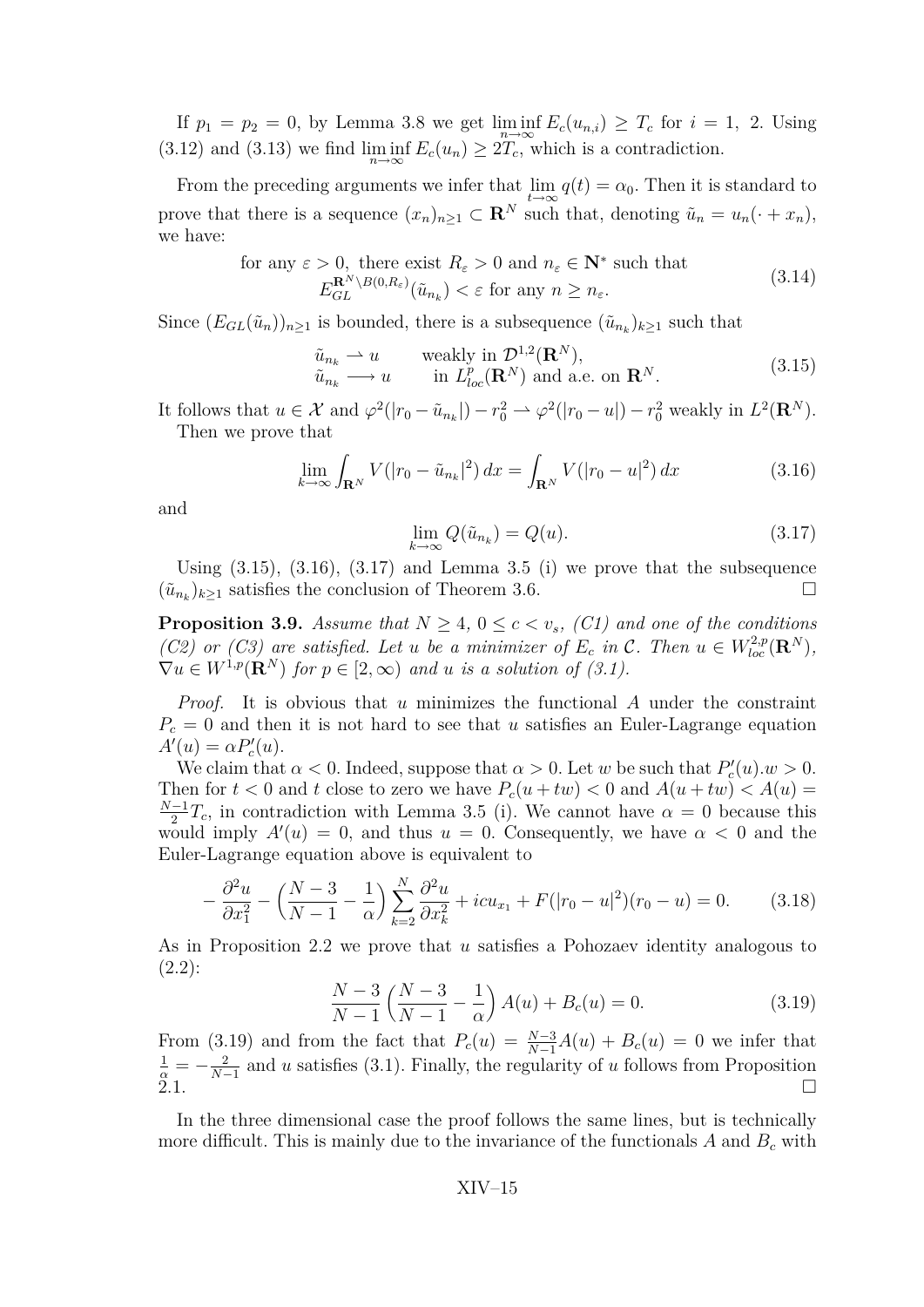If $p_1 = p_2 = 0$, by Lemma 3.8 we get $\liminf_{n\to\infty} E_c(u_{n,i}) \geq T_c$ for $i = 1,\ 2$. Using (3.12) and (3.13) we find $\liminf_{n\to\infty} E_c(u_n) \geq 2T_c$, which is a contradiction.

From the preceding arguments we infer that $\lim_{t\to\infty} q(t) = \alpha_0$. Then it is standard to prove that there is a sequence $(x_n)_{n\geq 1} \subset \mathbf{R}^N$ such that, denoting $\tilde{u}_n = u_n(\cdot + x_n)$, we have:

$$\begin{aligned} &\text{for any } \varepsilon > 0, \text{ there exist } R_\varepsilon > 0 \text{ and } n_\varepsilon \in \mathbf{N}^* \text{ such that} \\ &E_{GL}^{\mathbf{R}^N \setminus B(0,R_\varepsilon)}(\tilde{u}_{n_k}) < \varepsilon \text{ for any } n \geq n_\varepsilon. \end{aligned} \tag{3.14}$$

Since $(E_{GL}(\tilde{u}_n))_{n\geq 1}$ is bounded, there is a subsequence $(\tilde{u}_{n_k})_{k\geq 1}$ such that

$$\begin{aligned} \tilde{u}_{n_k} &\rightharpoonup u \qquad \text{weakly in } \mathcal{D}^{1,2}(\mathbf{R}^N), \\ \tilde{u}_{n_k} &\longrightarrow u \qquad \text{in } L^p_{loc}(\mathbf{R}^N) \text{ and a.e. on } \mathbf{R}^N. \end{aligned} \tag{3.15}$$

It follows that $u \in \mathcal{X}$ and $\varphi^2(|r_0 - \tilde{u}_{n_k}|) - r_0^2 \rightharpoonup \varphi^2(|r_0 - u|) - r_0^2$ weakly in $L^2(\mathbf{R}^N)$.

Then we prove that

$$\lim_{k\to\infty} \int_{\mathbf{R}^N} V(|r_0 - \tilde{u}_{n_k}|^2)\, dx = \int_{\mathbf{R}^N} V(|r_0 - u|^2)\, dx \tag{3.16}$$

and

$$\lim_{k\to\infty} Q(\tilde{u}_{n_k}) = Q(u). \tag{3.17}$$

Using (3.15), (3.16), (3.17) and Lemma 3.5 (i) we prove that the subsequence $(\tilde{u}_{n_k})_{k\geq 1}$ satisfies the conclusion of Theorem 3.6. □

**Proposition 3.9.** *Assume that $N \geq 4$, $0 \leq c < v_s$, (C1) and one of the conditions (C2) or (C3) are satisfied. Let $u$ be a minimizer of $E_c$ in $\mathcal{C}$. Then $u \in W^{2,p}_{loc}(\mathbf{R}^N)$, $\nabla u \in W^{1,p}(\mathbf{R}^N)$ for $p \in [2, \infty)$ and $u$ is a solution of (3.1).*

*Proof.* It is obvious that $u$ minimizes the functional $A$ under the constraint $P_c = 0$ and then it is not hard to see that $u$ satisfies an Euler-Lagrange equation $A'(u) = \alpha P_c'(u)$.

We claim that $\alpha < 0$. Indeed, suppose that $\alpha > 0$. Let $w$ be such that $P_c'(u).w > 0$. Then for $t < 0$ and $t$ close to zero we have $P_c(u + tw) < 0$ and $A(u + tw) < A(u) = \frac{N-1}{2} T_c$, in contradiction with Lemma 3.5 (i). We cannot have $\alpha = 0$ because this would imply $A'(u) = 0$, and thus $u = 0$. Consequently, we have $\alpha < 0$ and the Euler-Lagrange equation above is equivalent to

$$-\frac{\partial^2 u}{\partial x_1^2} - \left(\frac{N-3}{N-1} - \frac{1}{\alpha}\right) \sum_{k=2}^N \frac{\partial^2 u}{\partial x_k^2} + icu_{x_1} + F(|r_0 - u|^2)(r_0 - u) = 0. \tag{3.18}$$

As in Proposition 2.2 we prove that $u$ satisfies a Pohozaev identity analogous to (2.2):

$$\frac{N-3}{N-1}\left(\frac{N-3}{N-1} - \frac{1}{\alpha}\right) A(u) + B_c(u) = 0. \tag{3.19}$$

From (3.19) and from the fact that $P_c(u) = \frac{N-3}{N-1} A(u) + B_c(u) = 0$ we infer that $\frac{1}{\alpha} = -\frac{2}{N-1}$ and $u$ satisfies (3.1). Finally, the regularity of $u$ follows from Proposition 2.1. □

In the three dimensional case the proof follows the same lines, but is technically more difficult. This is mainly due to the invariance of the functionals $A$ and $B_c$ with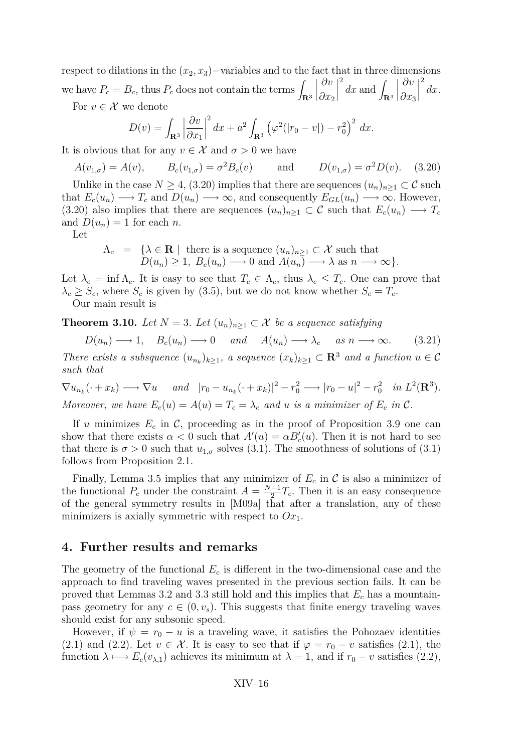respect to dilations in the $(x_2, x_3)-$variables and to the fact that in three dimensions we have $P_c = B_c$, thus $P_c$ does not contain the terms $\int_{\mathbf{R}^3} \left|\frac{\partial v}{\partial x_2}\right|^2 dx$ and $\int_{\mathbf{R}^3} \left|\frac{\partial v}{\partial x_3}\right|^2 dx$.

For $v \in \mathcal{X}$ we denote

$$D(v) = \int_{\mathbf{R}^3} \left|\frac{\partial v}{\partial x_1}\right|^2 dx + a^2 \int_{\mathbf{R}^3} \left(\varphi^2(|r_0 - v|) - r_0^2\right)^2 dx.$$

It is obvious that for any $v \in \mathcal{X}$ and $\sigma > 0$ we have

$$A(v_{1,\sigma}) = A(v), \qquad B_c(v_{1,\sigma}) = \sigma^2 B_c(v) \qquad \text{and} \qquad D(v_{1,\sigma}) = \sigma^2 D(v). \quad (3.20)$$

Unlike in the case $N \geq 4$, (3.20) implies that there are sequences $(u_n)_{n\geq 1} \subset \mathcal{C}$ such that $E_c(u_n) \longrightarrow T_c$ and $D(u_n) \longrightarrow \infty$, and consequently $E_{GL}(u_n) \longrightarrow \infty$. However, (3.20) also implies that there are sequences $(u_n)_{n\geq 1} \subset \mathcal{C}$ such that $E_c(u_n) \longrightarrow T_c$ and $D(u_n) = 1$ for each $n$.

Let

$$\begin{aligned} \Lambda_c \ = \ \{\lambda \in \mathbf{R} \mid \ & \text{there is a sequence } (u_n)_{n\geq 1} \subset \mathcal{X} \text{ such that} \\ & D(u_n) \geq 1, \ B_c(u_n) \longrightarrow 0 \text{ and } A(u_n) \longrightarrow \lambda \text{ as } n \longrightarrow \infty\}. \end{aligned}$$

Let $\lambda_c = \inf \Lambda_c$. It is easy to see that $T_c \in \Lambda_c$, thus $\lambda_c \leq T_c$. One can prove that $\lambda_c \geq S_c$, where $S_c$ is given by (3.5), but we do not know whether $S_c = T_c$.

Our main result is

**Theorem 3.10.** *Let $N = 3$. Let $(u_n)_{n\geq 1} \subset \mathcal{X}$ be a sequence satisfying*

$$D(u_n) \longrightarrow 1, \quad B_c(u_n) \longrightarrow 0 \quad \text{and} \quad A(u_n) \longrightarrow \lambda_c \quad \text{as } n \longrightarrow \infty. \qquad (3.21)$$

*There exists a subsequence $(u_{n_k})_{k\geq 1}$, a sequence $(x_k)_{k\geq 1} \subset \mathbf{R}^3$ and a function $u \in \mathcal{C}$ such that*

$$\nabla u_{n_k}(\cdot + x_k) \longrightarrow \nabla u \quad \text{and} \quad |r_0 - u_{n_k}(\cdot + x_k)|^2 - r_0^2 \longrightarrow |r_0 - u|^2 - r_0^2 \quad \text{in } L^2(\mathbf{R}^3).$$

*Moreover, we have $E_c(u) = A(u) = T_c = \lambda_c$ and $u$ is a minimizer of $E_c$ in $\mathcal{C}$.*

If $u$ minimizes $E_c$ in $\mathcal{C}$, proceeding as in the proof of Proposition 3.9 one can show that there exists $\alpha < 0$ such that $A'(u) = \alpha B_c'(u)$. Then it is not hard to see that there is $\sigma > 0$ such that $u_{1,\sigma}$ solves (3.1). The smoothness of solutions of (3.1) follows from Proposition 2.1.

Finally, Lemma 3.5 implies that any minimizer of $E_c$ in $\mathcal{C}$ is also a minimizer of the functional $P_c$ under the constraint $A = \frac{N-1}{2}T_c$. Then it is an easy consequence of the general symmetry results in [M09a] that after a translation, any of these minimizers is axially symmetric with respect to $Ox_1$.

## 4. Further results and remarks

The geometry of the functional $E_c$ is different in the two-dimensional case and the approach to find traveling waves presented in the previous section fails. It can be proved that Lemmas 3.2 and 3.3 still hold and this implies that $E_c$ has a mountain-pass geometry for any $c \in (0, v_s)$. This suggests that finite energy traveling waves should exist for any subsonic speed.

However, if $\psi = r_0 - u$ is a traveling wave, it satisfies the Pohozaev identities (2.1) and (2.2). Let $v \in \mathcal{X}$. It is easy to see that if $\varphi = r_0 - v$ satisfies (2.1), the function $\lambda \longmapsto E_c(v_{\lambda,1})$ achieves its minimum at $\lambda = 1$, and if $r_0 - v$ satisfies (2.2),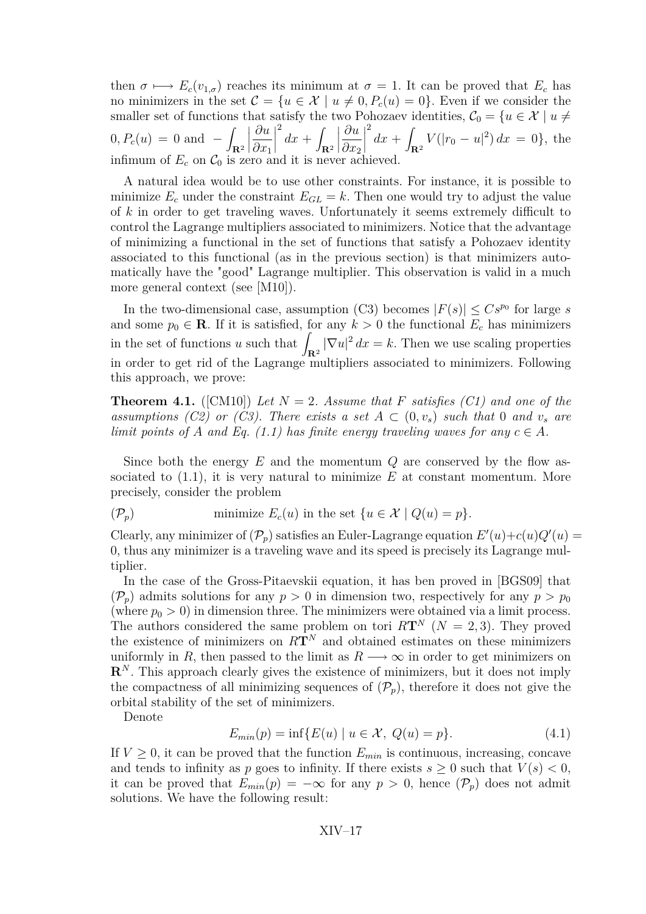then $\sigma \longmapsto E_c(v_{1,\sigma})$ reaches its minimum at $\sigma = 1$. It can be proved that $E_c$ has no minimizers in the set $\mathcal{C} = \{u \in \mathcal{X} \mid u \neq 0, P_c(u) = 0\}$. Even if we consider the smaller set of functions that satisfy the two Pohozaev identities, $\mathcal{C}_0 = \{u \in \mathcal{X} \mid u \neq 0, P_c(u) = 0$ and $-\int_{\mathbf{R}^2} \left|\frac{\partial u}{\partial x_1}\right|^2 dx + \int_{\mathbf{R}^2} \left|\frac{\partial u}{\partial x_2}\right|^2 dx + \int_{\mathbf{R}^2} V(|r_0 - u|^2)\, dx = 0\}$, the infimum of $E_c$ on $\mathcal{C}_0$ is zero and it is never achieved.

A natural idea would be to use other constraints. For instance, it is possible to minimize $E_c$ under the constraint $E_{GL} = k$. Then one would try to adjust the value of $k$ in order to get traveling waves. Unfortunately it seems extremely difficult to control the Lagrange multipliers associated to minimizers. Notice that the advantage of minimizing a functional in the set of functions that satisfy a Pohozaev identity associated to this functional (as in the previous section) is that minimizers automatically have the "good" Lagrange multiplier. This observation is valid in a much more general context (see [M10]).

In the two-dimensional case, assumption (C3) becomes $|F(s)| \leq Cs^{p_0}$ for large $s$ and some $p_0 \in \mathbf{R}$. If it is satisfied, for any $k > 0$ the functional $E_c$ has minimizers in the set of functions $u$ such that $\int_{\mathbf{R}^2} |\nabla u|^2\, dx = k$. Then we use scaling properties in order to get rid of the Lagrange multipliers associated to minimizers. Following this approach, we prove:

**Theorem 4.1.** ([CM10]) *Let $N = 2$. Assume that $F$ satisfies (C1) and one of the assumptions (C2) or (C3). There exists a set $A \subset (0, v_s)$ such that $0$ and $v_s$ are limit points of $A$ and Eq. (1.1) has finite energy traveling waves for any $c \in A$.*

Since both the energy $E$ and the momentum $Q$ are conserved by the flow associated to (1.1), it is very natural to minimize $E$ at constant momentum. More precisely, consider the problem

$$(\mathcal{P}_p) \qquad \text{minimize } E_c(u) \text{ in the set } \{u \in \mathcal{X} \mid Q(u) = p\}.$$

Clearly, any minimizer of $(\mathcal{P}_p)$ satisfies an Euler-Lagrange equation $E'(u) + c(u)Q'(u) = 0$, thus any minimizer is a traveling wave and its speed is precisely its Lagrange multiplier.

In the case of the Gross-Pitaevskii equation, it has ben proved in [BGS09] that $(\mathcal{P}_p)$ admits solutions for any $p > 0$ in dimension two, respectively for any $p > p_0$ (where $p_0 > 0$) in dimension three. The minimizers were obtained via a limit process. The authors considered the same problem on tori $R\mathbf{T}^N$ ($N = 2, 3$). They proved the existence of minimizers on $R\mathbf{T}^N$ and obtained estimates on these minimizers uniformly in $R$, then passed to the limit as $R \longrightarrow \infty$ in order to get minimizers on $\mathbf{R}^N$. This approach clearly gives the existence of minimizers, but it does not imply the compactness of all minimizing sequences of $(\mathcal{P}_p)$, therefore it does not give the orbital stability of the set of minimizers.

Denote

$$E_{min}(p) = \inf\{E(u) \mid u \in \mathcal{X},\ Q(u) = p\}. \tag{4.1}$$

If $V \geq 0$, it can be proved that the function $E_{min}$ is continuous, increasing, concave and tends to infinity as $p$ goes to infinity. If there exists $s \geq 0$ such that $V(s) < 0$, it can be proved that $E_{min}(p) = -\infty$ for any $p > 0$, hence $(\mathcal{P}_p)$ does not admit solutions. We have the following result: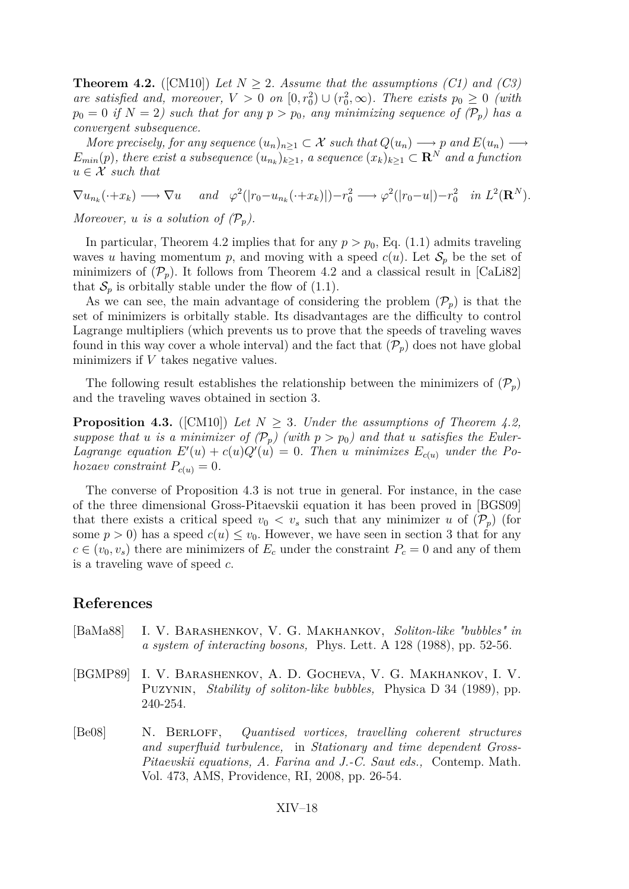**Theorem 4.2.** ([CM10]) *Let $N \geq 2$. Assume that the assumptions (C1) and (C3) are satisfied and, moreover, $V > 0$ on $[0, r_0^2) \cup (r_0^2, \infty)$. There exists $p_0 \geq 0$ (with $p_0 = 0$ if $N = 2$) such that for any $p > p_0$, any minimizing sequence of $(\mathcal{P}_p)$ has a convergent subsequence.*

*More precisely, for any sequence $(u_n)_{n \geq 1} \subset \mathcal{X}$ such that $Q(u_n) \longrightarrow p$ and $E(u_n) \longrightarrow E_{min}(p)$, there exist a subsequence $(u_{n_k})_{k \geq 1}$, a sequence $(x_k)_{k \geq 1} \subset \mathbf{R}^N$ and a function $u \in \mathcal{X}$ such that*

$$\nabla u_{n_k}(\cdot + x_k) \longrightarrow \nabla u \quad \text{and} \quad \varphi^2(|r_0 - u_{n_k}(\cdot + x_k)|) - r_0^2 \longrightarrow \varphi^2(|r_0 - u|) - r_0^2 \quad \text{in } L^2(\mathbf{R}^N).$$

*Moreover, $u$ is a solution of $(\mathcal{P}_p)$.*

In particular, Theorem 4.2 implies that for any $p > p_0$, Eq. (1.1) admits traveling waves $u$ having momentum $p$, and moving with a speed $c(u)$. Let $\mathcal{S}_p$ be the set of minimizers of $(\mathcal{P}_p)$. It follows from Theorem 4.2 and a classical result in [CaLi82] that $\mathcal{S}_p$ is orbitally stable under the flow of (1.1).

As we can see, the main advantage of considering the problem $(\mathcal{P}_p)$ is that the set of minimizers is orbitally stable. Its disadvantages are the difficulty to control Lagrange multipliers (which prevents us to prove that the speeds of traveling waves found in this way cover a whole interval) and the fact that $(\mathcal{P}_p)$ does not have global minimizers if $V$ takes negative values.

The following result establishes the relationship between the minimizers of $(\mathcal{P}_p)$ and the traveling waves obtained in section 3.

**Proposition 4.3.** ([CM10]) *Let $N \geq 3$. Under the assumptions of Theorem 4.2, suppose that $u$ is a minimizer of $(\mathcal{P}_p)$ (with $p > p_0$) and that $u$ satisfies the Euler-Lagrange equation $E'(u) + c(u)Q'(u) = 0$. Then $u$ minimizes $E_{c(u)}$ under the Pohozaev constraint $P_{c(u)} = 0$.*

The converse of Proposition 4.3 is not true in general. For instance, in the case of the three dimensional Gross-Pitaevskii equation it has been proved in [BGS09] that there exists a critical speed $v_0 < v_s$ such that any minimizer $u$ of $(\mathcal{P}_p)$ (for some $p > 0$) has a speed $c(u) \leq v_0$. However, we have seen in section 3 that for any $c \in (v_0, v_s)$ there are minimizers of $E_c$ under the constraint $P_c = 0$ and any of them is a traveling wave of speed $c$.

## References

[BaMa88] I. V. Barashenkov, V. G. Makhankov, *Soliton-like "bubbles" in a system of interacting bosons,* Phys. Lett. A 128 (1988), pp. 52-56.

[BGMP89] I. V. Barashenkov, A. D. Gocheva, V. G. Makhankov, I. V. Puzynin, *Stability of soliton-like bubbles,* Physica D 34 (1989), pp. 240-254.

[Be08] N. Berloff, *Quantised vortices, travelling coherent structures and superfluid turbulence,* in *Stationary and time dependent Gross-Pitaevskii equations, A. Farina and J.-C. Saut eds.,* Contemp. Math. Vol. 473, AMS, Providence, RI, 2008, pp. 26-54.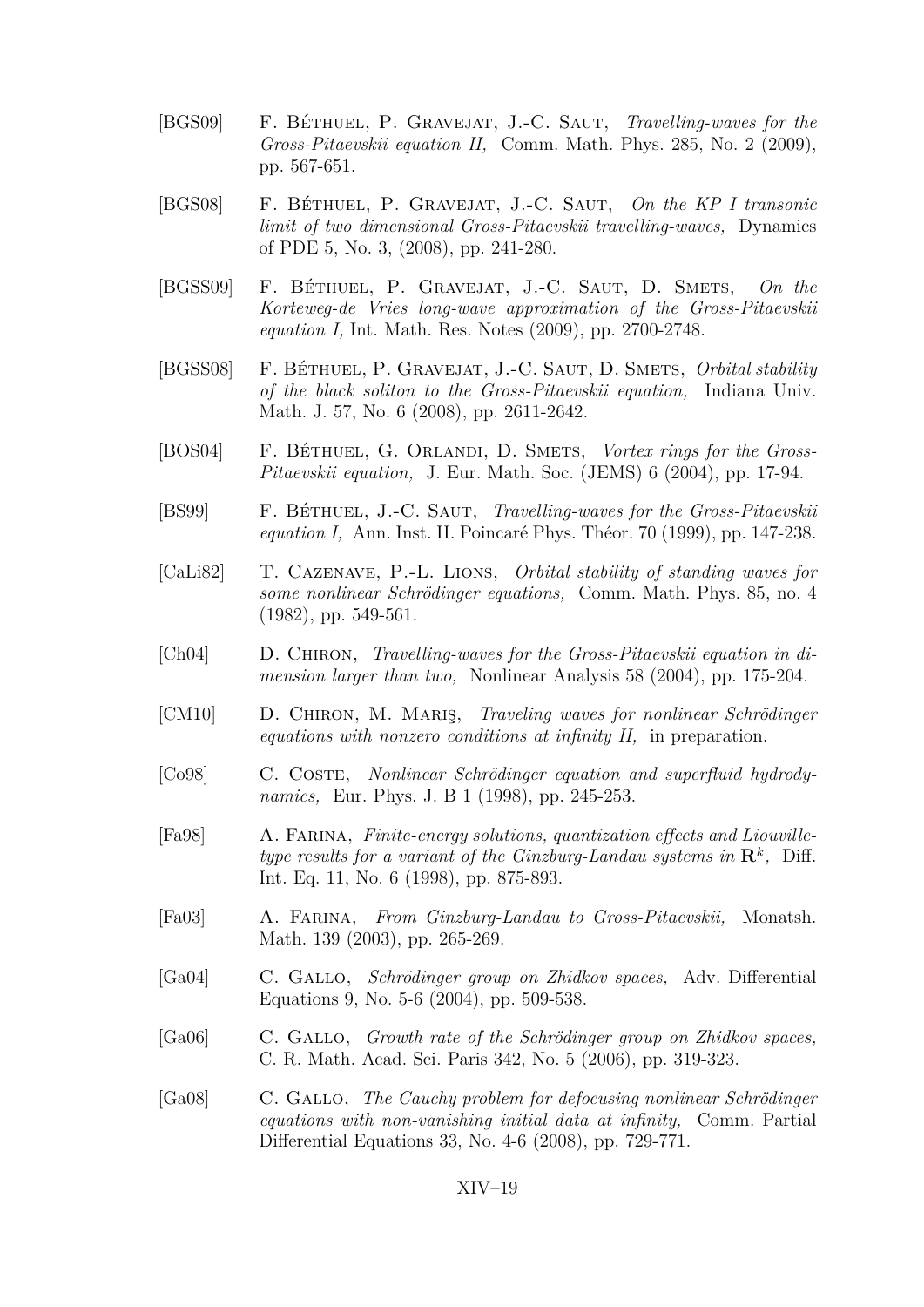[BGS09] F. Béthuel, P. Gravejat, J.-C. Saut, *Travelling-waves for the Gross-Pitaevskii equation II,* Comm. Math. Phys. 285, No. 2 (2009), pp. 567-651.

[BGS08] F. Béthuel, P. Gravejat, J.-C. Saut, *On the KP I transonic limit of two dimensional Gross-Pitaevskii travelling-waves,* Dynamics of PDE 5, No. 3, (2008), pp. 241-280.

[BGSS09] F. Béthuel, P. Gravejat, J.-C. Saut, D. Smets, *On the Korteweg-de Vries long-wave approximation of the Gross-Pitaevskii equation I,* Int. Math. Res. Notes (2009), pp. 2700-2748.

[BGSS08] F. Béthuel, P. Gravejat, J.-C. Saut, D. Smets, *Orbital stability of the black soliton to the Gross-Pitaevskii equation,* Indiana Univ. Math. J. 57, No. 6 (2008), pp. 2611-2642.

[BOS04] F. Béthuel, G. Orlandi, D. Smets, *Vortex rings for the Gross-Pitaevskii equation,* J. Eur. Math. Soc. (JEMS) 6 (2004), pp. 17-94.

[BS99] F. Béthuel, J.-C. Saut, *Travelling-waves for the Gross-Pitaevskii equation I,* Ann. Inst. H. Poincaré Phys. Théor. 70 (1999), pp. 147-238.

[CaLi82] T. Cazenave, P.-L. Lions, *Orbital stability of standing waves for some nonlinear Schrödinger equations,* Comm. Math. Phys. 85, no. 4 (1982), pp. 549-561.

[Ch04] D. Chiron, *Travelling-waves for the Gross-Pitaevskii equation in dimension larger than two,* Nonlinear Analysis 58 (2004), pp. 175-204.

[CM10] D. Chiron, M. Mariş, *Traveling waves for nonlinear Schrödinger equations with nonzero conditions at infinity II,* in preparation.

[Co98] C. Coste, *Nonlinear Schrödinger equation and superfluid hydrodynamics,* Eur. Phys. J. B 1 (1998), pp. 245-253.

[Fa98] A. Farina, *Finite-energy solutions, quantization effects and Liouville-type results for a variant of the Ginzburg-Landau systems in $\mathbf{R}^k$,* Diff. Int. Eq. 11, No. 6 (1998), pp. 875-893.

[Fa03] A. Farina, *From Ginzburg-Landau to Gross-Pitaevskii,* Monatsh. Math. 139 (2003), pp. 265-269.

[Ga04] C. Gallo, *Schrödinger group on Zhidkov spaces,* Adv. Differential Equations 9, No. 5-6 (2004), pp. 509-538.

[Ga06] C. Gallo, *Growth rate of the Schrödinger group on Zhidkov spaces,* C. R. Math. Acad. Sci. Paris 342, No. 5 (2006), pp. 319-323.

[Ga08] C. Gallo, *The Cauchy problem for defocusing nonlinear Schrödinger equations with non-vanishing initial data at infinity,* Comm. Partial Differential Equations 33, No. 4-6 (2008), pp. 729-771.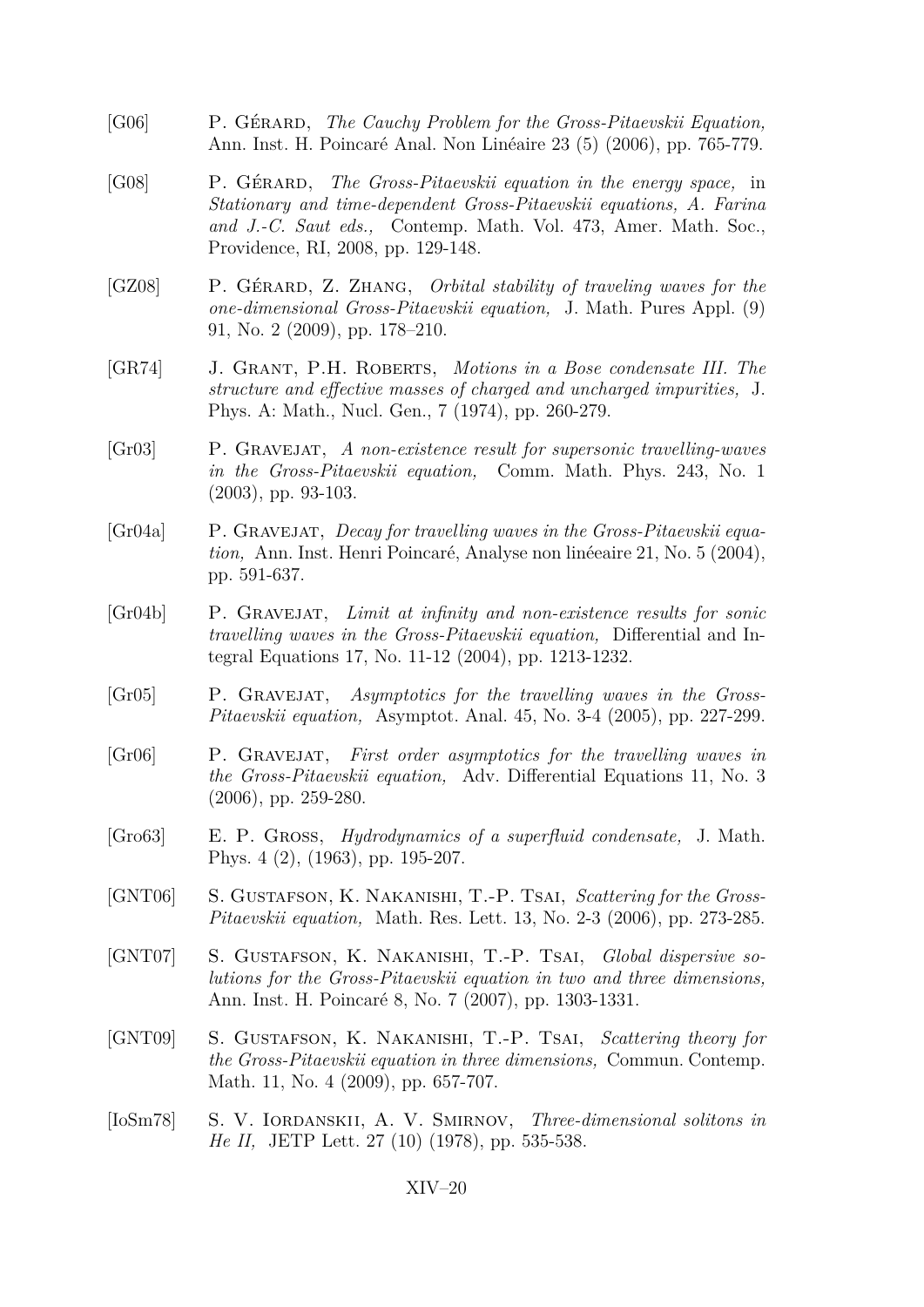[G06] P. Gérard, *The Cauchy Problem for the Gross-Pitaevskii Equation,* Ann. Inst. H. Poincaré Anal. Non Linéaire 23 (5) (2006), pp. 765-779.

[G08] P. Gérard, *The Gross-Pitaevskii equation in the energy space,* in *Stationary and time-dependent Gross-Pitaevskii equations, A. Farina and J.-C. Saut eds.,* Contemp. Math. Vol. 473, Amer. Math. Soc., Providence, RI, 2008, pp. 129-148.

[GZ08] P. Gérard, Z. Zhang, *Orbital stability of traveling waves for the one-dimensional Gross-Pitaevskii equation,* J. Math. Pures Appl. (9) 91, No. 2 (2009), pp. 178–210.

[GR74] J. Grant, P.H. Roberts, *Motions in a Bose condensate III. The structure and effective masses of charged and uncharged impurities,* J. Phys. A: Math., Nucl. Gen., 7 (1974), pp. 260-279.

[Gr03] P. Gravejat, *A non-existence result for supersonic travelling-waves in the Gross-Pitaevskii equation,* Comm. Math. Phys. 243, No. 1 (2003), pp. 93-103.

[Gr04a] P. Gravejat, *Decay for travelling waves in the Gross-Pitaevskii equation,* Ann. Inst. Henri Poincaré, Analyse non linéeaire 21, No. 5 (2004), pp. 591-637.

[Gr04b] P. Gravejat, *Limit at infinity and non-existence results for sonic travelling waves in the Gross-Pitaevskii equation,* Differential and Integral Equations 17, No. 11-12 (2004), pp. 1213-1232.

[Gr05] P. Gravejat, *Asymptotics for the travelling waves in the Gross-Pitaevskii equation,* Asymptot. Anal. 45, No. 3-4 (2005), pp. 227-299.

[Gr06] P. Gravejat, *First order asymptotics for the travelling waves in the Gross-Pitaevskii equation,* Adv. Differential Equations 11, No. 3 (2006), pp. 259-280.

[Gro63] E. P. Gross, *Hydrodynamics of a superfluid condensate,* J. Math. Phys. 4 (2), (1963), pp. 195-207.

[GNT06] S. Gustafson, K. Nakanishi, T.-P. Tsai, *Scattering for the Gross-Pitaevskii equation,* Math. Res. Lett. 13, No. 2-3 (2006), pp. 273-285.

[GNT07] S. Gustafson, K. Nakanishi, T.-P. Tsai, *Global dispersive solutions for the Gross-Pitaevskii equation in two and three dimensions,* Ann. Inst. H. Poincaré 8, No. 7 (2007), pp. 1303-1331.

[GNT09] S. Gustafson, K. Nakanishi, T.-P. Tsai, *Scattering theory for the Gross-Pitaevskii equation in three dimensions,* Commun. Contemp. Math. 11, No. 4 (2009), pp. 657-707.

[IoSm78] S. V. Iordanskii, A. V. Smirnov, *Three-dimensional solitons in He II,* JETP Lett. 27 (10) (1978), pp. 535-538.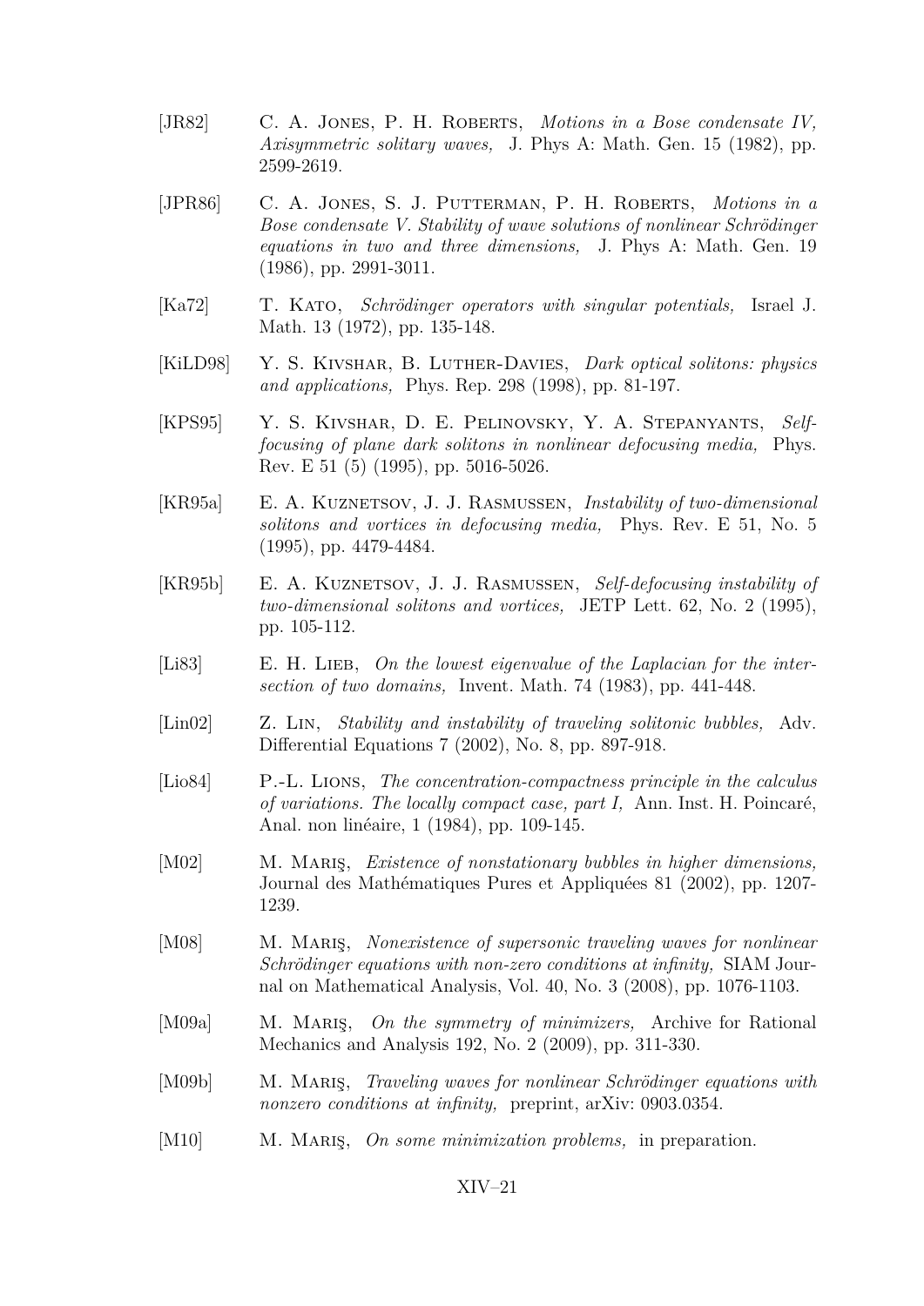[JR82] C. A. Jones, P. H. Roberts, *Motions in a Bose condensate IV, Axisymmetric solitary waves,* J. Phys A: Math. Gen. 15 (1982), pp. 2599-2619.

[JPR86] C. A. Jones, S. J. Putterman, P. H. Roberts, *Motions in a Bose condensate V. Stability of wave solutions of nonlinear Schrödinger equations in two and three dimensions,* J. Phys A: Math. Gen. 19 (1986), pp. 2991-3011.

[Ka72] T. Kato, *Schrödinger operators with singular potentials,* Israel J. Math. 13 (1972), pp. 135-148.

[KiLD98] Y. S. Kivshar, B. Luther-Davies, *Dark optical solitons: physics and applications,* Phys. Rep. 298 (1998), pp. 81-197.

[KPS95] Y. S. Kivshar, D. E. Pelinovsky, Y. A. Stepanyants, *Self-focusing of plane dark solitons in nonlinear defocusing media,* Phys. Rev. E 51 (5) (1995), pp. 5016-5026.

[KR95a] E. A. Kuznetsov, J. J. Rasmussen, *Instability of two-dimensional solitons and vortices in defocusing media,* Phys. Rev. E 51, No. 5 (1995), pp. 4479-4484.

[KR95b] E. A. Kuznetsov, J. J. Rasmussen, *Self-defocusing instability of two-dimensional solitons and vortices,* JETP Lett. 62, No. 2 (1995), pp. 105-112.

[Li83] E. H. Lieb, *On the lowest eigenvalue of the Laplacian for the intersection of two domains,* Invent. Math. 74 (1983), pp. 441-448.

[Lin02] Z. Lin, *Stability and instability of traveling solitonic bubbles,* Adv. Differential Equations 7 (2002), No. 8, pp. 897-918.

[Lio84] P.-L. Lions, *The concentration-compactness principle in the calculus of variations. The locally compact case, part I,* Ann. Inst. H. Poincaré, Anal. non linéaire, 1 (1984), pp. 109-145.

[M02] M. Mariş, *Existence of nonstationary bubbles in higher dimensions,* Journal des Mathématiques Pures et Appliquées 81 (2002), pp. 1207-1239.

[M08] M. Mariş, *Nonexistence of supersonic traveling waves for nonlinear Schrödinger equations with non-zero conditions at infinity,* SIAM Journal on Mathematical Analysis, Vol. 40, No. 3 (2008), pp. 1076-1103.

[M09a] M. Mariş, *On the symmetry of minimizers,* Archive for Rational Mechanics and Analysis 192, No. 2 (2009), pp. 311-330.

[M09b] M. Mariş, *Traveling waves for nonlinear Schrödinger equations with nonzero conditions at infinity,* preprint, arXiv: 0903.0354.

[M10] M. Mariş, *On some minimization problems,* in preparation.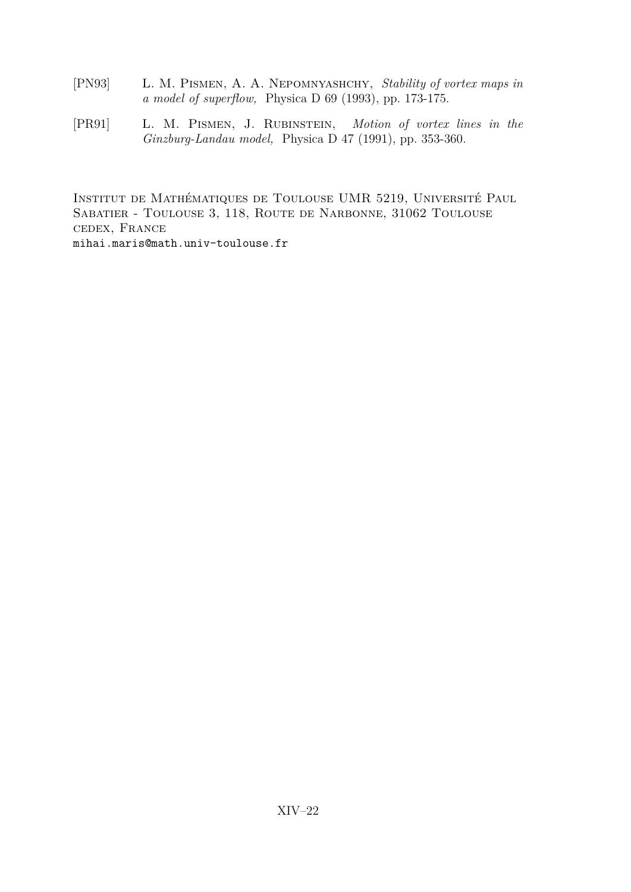[PN93] L. M. Pismen, A. A. Nepomnyashchy, *Stability of vortex maps in a model of superflow,* Physica D 69 (1993), pp. 173-175.

[PR91] L. M. Pismen, J. Rubinstein, *Motion of vortex lines in the Ginzburg-Landau model,* Physica D 47 (1991), pp. 353-360.

Institut de Mathématiques de Toulouse UMR 5219, Université Paul Sabatier - Toulouse 3, 118, Route de Narbonne, 31062 Toulouse cedex, France
mihai.maris@math.univ-toulouse.fr